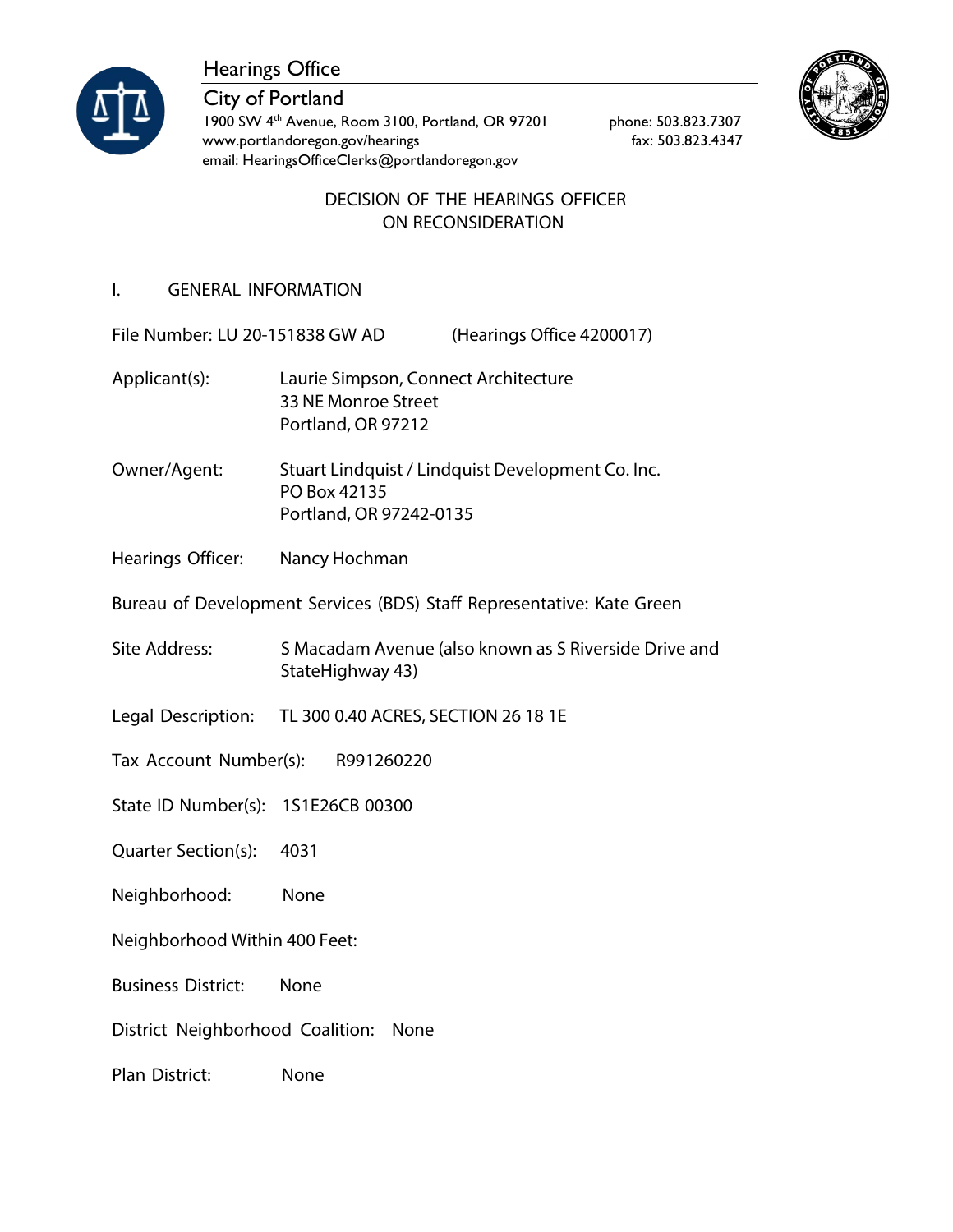Hearings Office

City of Portland

1900 SW 4th Avenue, Room 3100, Portland, OR 97201
www.portlandoregon.gov/hearings
email: HearingsOfficeClerks@portlandoregon.gov

phone: 503.823.7307
fax: 503.823.4347

# DECISION OF THE HEARINGS OFFICER ON RECONSIDERATION

## I. GENERAL INFORMATION

File Number: LU 20-151838 GW AD (Hearings Office 4200017)

Applicant(s): Laurie Simpson, Connect Architecture
33 NE Monroe Street
Portland, OR 97212

Owner/Agent: Stuart Lindquist / Lindquist Development Co. Inc.
PO Box 42135
Portland, OR 97242-0135

Hearings Officer: Nancy Hochman

Bureau of Development Services (BDS) Staff Representative: Kate Green

Site Address: S Macadam Avenue (also known as S Riverside Drive and StateHighway 43)

Legal Description: TL 300 0.40 ACRES, SECTION 26 18 1E

Tax Account Number(s): R991260220

State ID Number(s): 1S1E26CB 00300

Quarter Section(s): 4031

Neighborhood: None

Neighborhood Within 400 Feet:

Business District: None

District Neighborhood Coalition: None

Plan District: None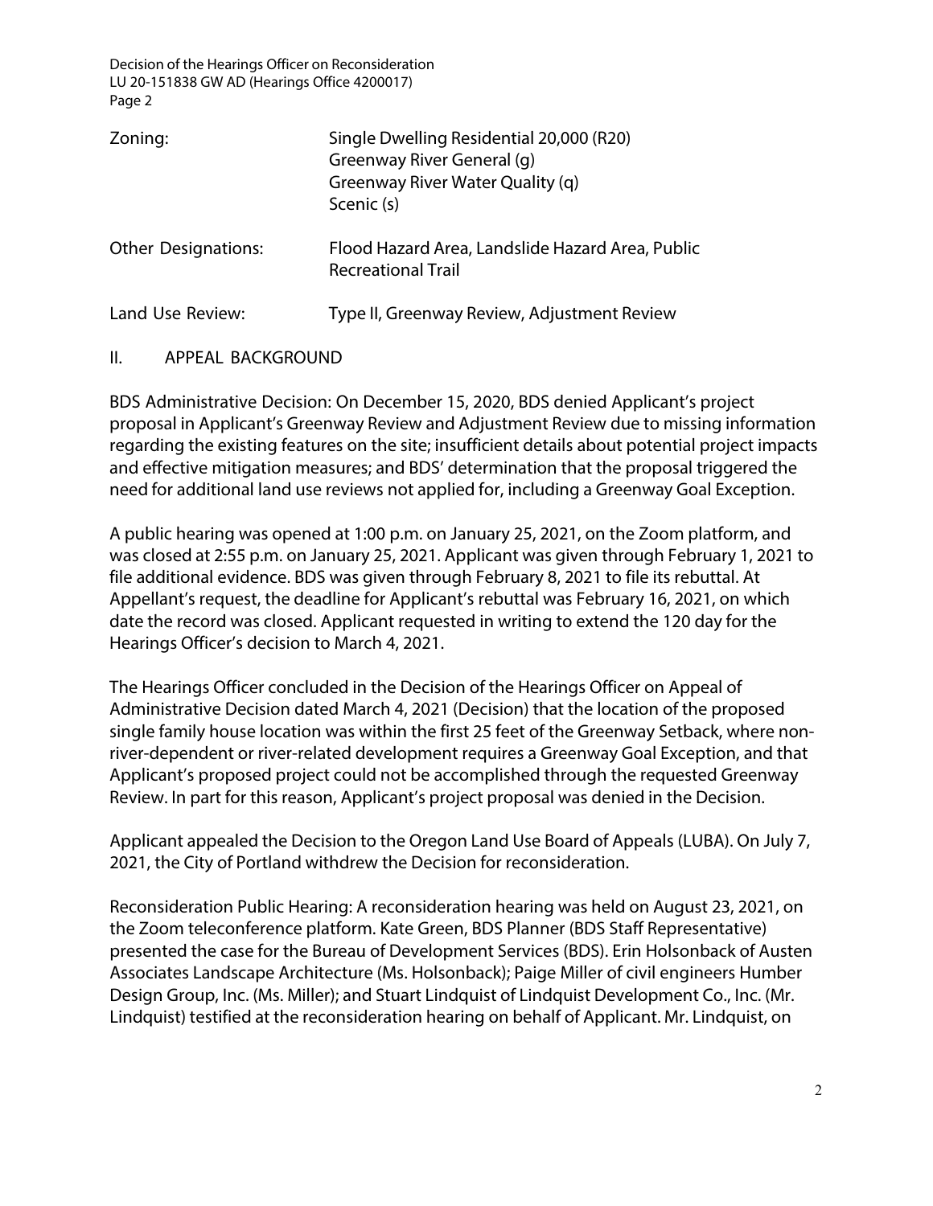| | |
|---|---|
| Zoning: | Single Dwelling Residential 20,000 (R20)<br>Greenway River General (g)<br>Greenway River Water Quality (q)<br>Scenic (s) |
| Other Designations: | Flood Hazard Area, Landslide Hazard Area, Public Recreational Trail |
| Land Use Review: | Type II, Greenway Review, Adjustment Review |

## II. APPEAL BACKGROUND

BDS Administrative Decision: On December 15, 2020, BDS denied Applicant's project proposal in Applicant's Greenway Review and Adjustment Review due to missing information regarding the existing features on the site; insufficient details about potential project impacts and effective mitigation measures; and BDS' determination that the proposal triggered the need for additional land use reviews not applied for, including a Greenway Goal Exception.

A public hearing was opened at 1:00 p.m. on January 25, 2021, on the Zoom platform, and was closed at 2:55 p.m. on January 25, 2021. Applicant was given through February 1, 2021 to file additional evidence. BDS was given through February 8, 2021 to file its rebuttal. At Appellant's request, the deadline for Applicant's rebuttal was February 16, 2021, on which date the record was closed. Applicant requested in writing to extend the 120 day for the Hearings Officer's decision to March 4, 2021.

The Hearings Officer concluded in the Decision of the Hearings Officer on Appeal of Administrative Decision dated March 4, 2021 (Decision) that the location of the proposed single family house location was within the first 25 feet of the Greenway Setback, where non-river-dependent or river-related development requires a Greenway Goal Exception, and that Applicant's proposed project could not be accomplished through the requested Greenway Review. In part for this reason, Applicant's project proposal was denied in the Decision.

Applicant appealed the Decision to the Oregon Land Use Board of Appeals (LUBA). On July 7, 2021, the City of Portland withdrew the Decision for reconsideration.

Reconsideration Public Hearing: A reconsideration hearing was held on August 23, 2021, on the Zoom teleconference platform. Kate Green, BDS Planner (BDS Staff Representative) presented the case for the Bureau of Development Services (BDS). Erin Holsonback of Austen Associates Landscape Architecture (Ms. Holsonback); Paige Miller of civil engineers Humber Design Group, Inc. (Ms. Miller); and Stuart Lindquist of Lindquist Development Co., Inc. (Mr. Lindquist) testified at the reconsideration hearing on behalf of Applicant. Mr. Lindquist, on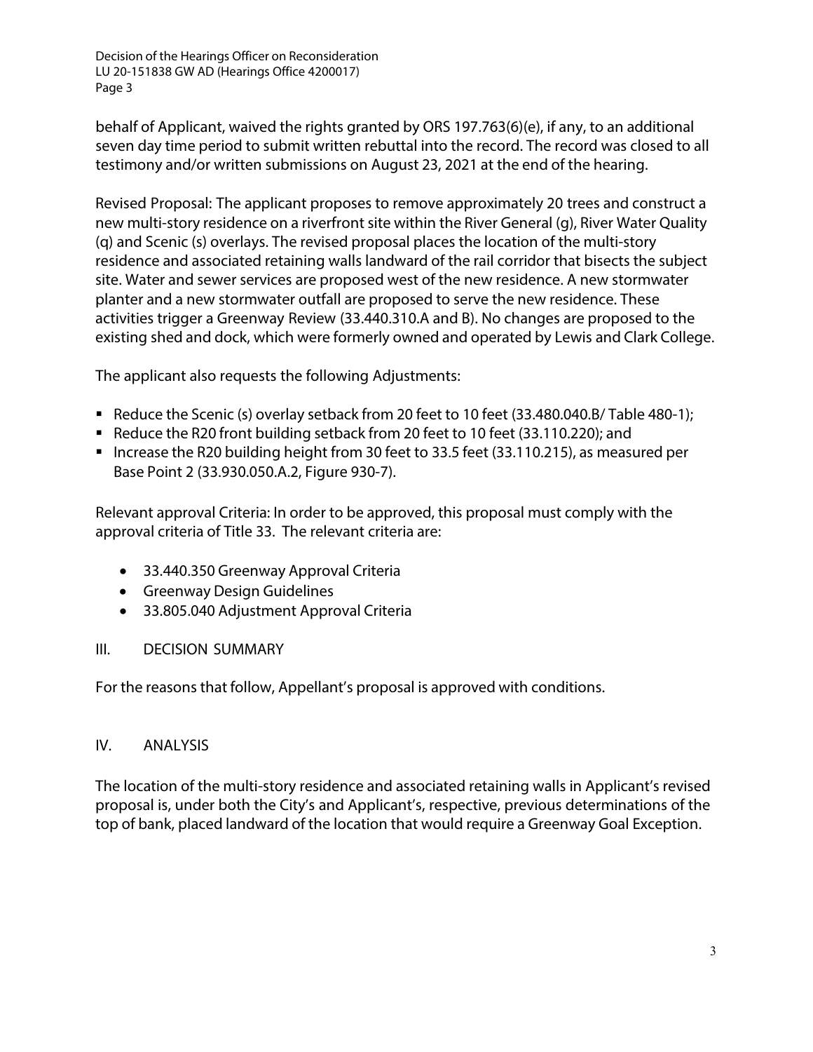behalf of Applicant, waived the rights granted by ORS 197.763(6)(e), if any, to an additional seven day time period to submit written rebuttal into the record. The record was closed to all testimony and/or written submissions on August 23, 2021 at the end of the hearing.

Revised Proposal: The applicant proposes to remove approximately 20 trees and construct a new multi-story residence on a riverfront site within the River General (g), River Water Quality (q) and Scenic (s) overlays. The revised proposal places the location of the multi-story residence and associated retaining walls landward of the rail corridor that bisects the subject site. Water and sewer services are proposed west of the new residence. A new stormwater planter and a new stormwater outfall are proposed to serve the new residence. These activities trigger a Greenway Review (33.440.310.A and B). No changes are proposed to the existing shed and dock, which were formerly owned and operated by Lewis and Clark College.

The applicant also requests the following Adjustments:

- Reduce the Scenic (s) overlay setback from 20 feet to 10 feet (33.480.040.B/ Table 480-1);
- Reduce the R20 front building setback from 20 feet to 10 feet (33.110.220); and
- Increase the R20 building height from 30 feet to 33.5 feet (33.110.215), as measured per Base Point 2 (33.930.050.A.2, Figure 930-7).

Relevant approval Criteria: In order to be approved, this proposal must comply with the approval criteria of Title 33. The relevant criteria are:

- 33.440.350 Greenway Approval Criteria
- Greenway Design Guidelines
- 33.805.040 Adjustment Approval Criteria

## III. DECISION SUMMARY

For the reasons that follow, Appellant's proposal is approved with conditions.

## IV. ANALYSIS

The location of the multi-story residence and associated retaining walls in Applicant's revised proposal is, under both the City's and Applicant's, respective, previous determinations of the top of bank, placed landward of the location that would require a Greenway Goal Exception.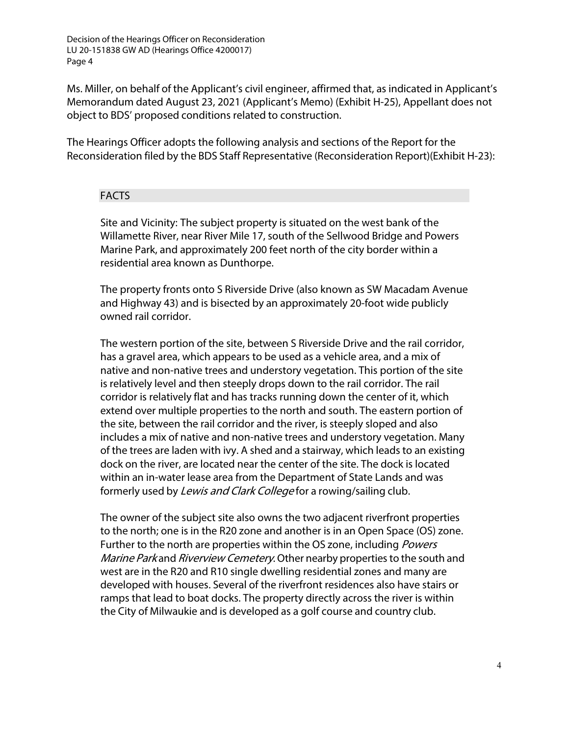Ms. Miller, on behalf of the Applicant's civil engineer, affirmed that, as indicated in Applicant's Memorandum dated August 23, 2021 (Applicant's Memo) (Exhibit H-25), Appellant does not object to BDS' proposed conditions related to construction.

The Hearings Officer adopts the following analysis and sections of the Report for the Reconsideration filed by the BDS Staff Representative (Reconsideration Report)(Exhibit H-23):

## FACTS

Site and Vicinity: The subject property is situated on the west bank of the Willamette River, near River Mile 17, south of the Sellwood Bridge and Powers Marine Park, and approximately 200 feet north of the city border within a residential area known as Dunthorpe.

The property fronts onto S Riverside Drive (also known as SW Macadam Avenue and Highway 43) and is bisected by an approximately 20-foot wide publicly owned rail corridor.

The western portion of the site, between S Riverside Drive and the rail corridor, has a gravel area, which appears to be used as a vehicle area, and a mix of native and non-native trees and understory vegetation. This portion of the site is relatively level and then steeply drops down to the rail corridor. The rail corridor is relatively flat and has tracks running down the center of it, which extend over multiple properties to the north and south. The eastern portion of the site, between the rail corridor and the river, is steeply sloped and also includes a mix of native and non-native trees and understory vegetation. Many of the trees are laden with ivy. A shed and a stairway, which leads to an existing dock on the river, are located near the center of the site. The dock is located within an in-water lease area from the Department of State Lands and was formerly used by *Lewis and Clark College* for a rowing/sailing club.

The owner of the subject site also owns the two adjacent riverfront properties to the north; one is in the R20 zone and another is in an Open Space (OS) zone. Further to the north are properties within the OS zone, including *Powers Marine Park* and *Riverview Cemetery*. Other nearby properties to the south and west are in the R20 and R10 single dwelling residential zones and many are developed with houses. Several of the riverfront residences also have stairs or ramps that lead to boat docks. The property directly across the river is within the City of Milwaukie and is developed as a golf course and country club.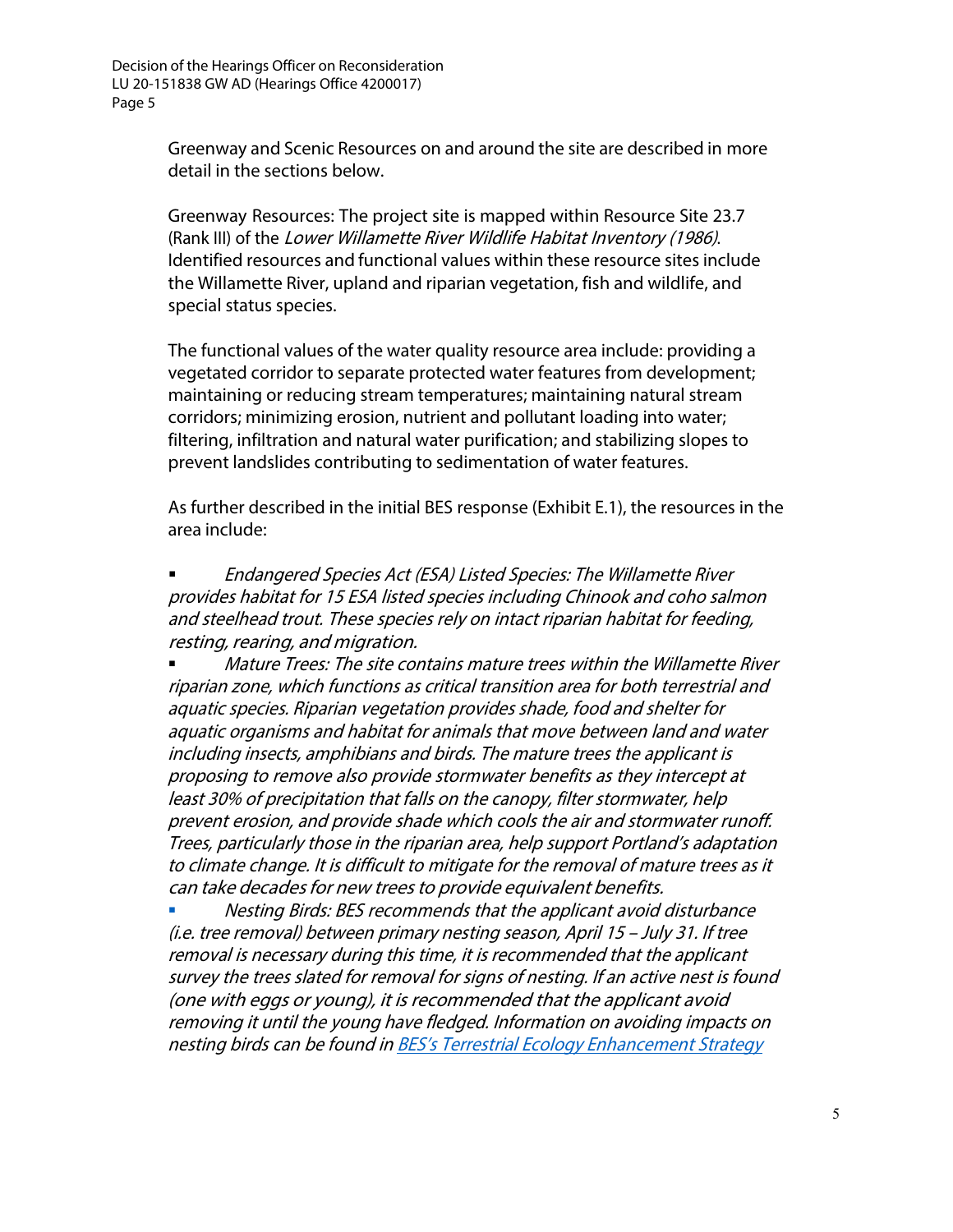Greenway and Scenic Resources on and around the site are described in more detail in the sections below.

Greenway Resources: The project site is mapped within Resource Site 23.7 (Rank III) of the *Lower Willamette River Wildlife Habitat Inventory (1986)*. Identified resources and functional values within these resource sites include the Willamette River, upland and riparian vegetation, fish and wildlife, and special status species.

The functional values of the water quality resource area include: providing a vegetated corridor to separate protected water features from development; maintaining or reducing stream temperatures; maintaining natural stream corridors; minimizing erosion, nutrient and pollutant loading into water; filtering, infiltration and natural water purification; and stabilizing slopes to prevent landslides contributing to sedimentation of water features.

As further described in the initial BES response (Exhibit E.1), the resources in the area include:

- *Endangered Species Act (ESA) Listed Species: The Willamette River provides habitat for 15 ESA listed species including Chinook and coho salmon and steelhead trout. These species rely on intact riparian habitat for feeding, resting, rearing, and migration.*
- *Mature Trees: The site contains mature trees within the Willamette River riparian zone, which functions as critical transition area for both terrestrial and aquatic species. Riparian vegetation provides shade, food and shelter for aquatic organisms and habitat for animals that move between land and water including insects, amphibians and birds. The mature trees the applicant is proposing to remove also provide stormwater benefits as they intercept at least 30% of precipitation that falls on the canopy, filter stormwater, help prevent erosion, and provide shade which cools the air and stormwater runoff. Trees, particularly those in the riparian area, help support Portland's adaptation to climate change. It is difficult to mitigate for the removal of mature trees as it can take decades for new trees to provide equivalent benefits.*
- *Nesting Birds: BES recommends that the applicant avoid disturbance (i.e. tree removal) between primary nesting season, April 15 – July 31. If tree removal is necessary during this time, it is recommended that the applicant survey the trees slated for removal for signs of nesting. If an active nest is found (one with eggs or young), it is recommended that the applicant avoid removing it until the young have fledged. Information on avoiding impacts on nesting birds can be found in [BES's Terrestrial Ecology Enhancement Strategy](BES's Terrestrial Ecology Enhancement Strategy)*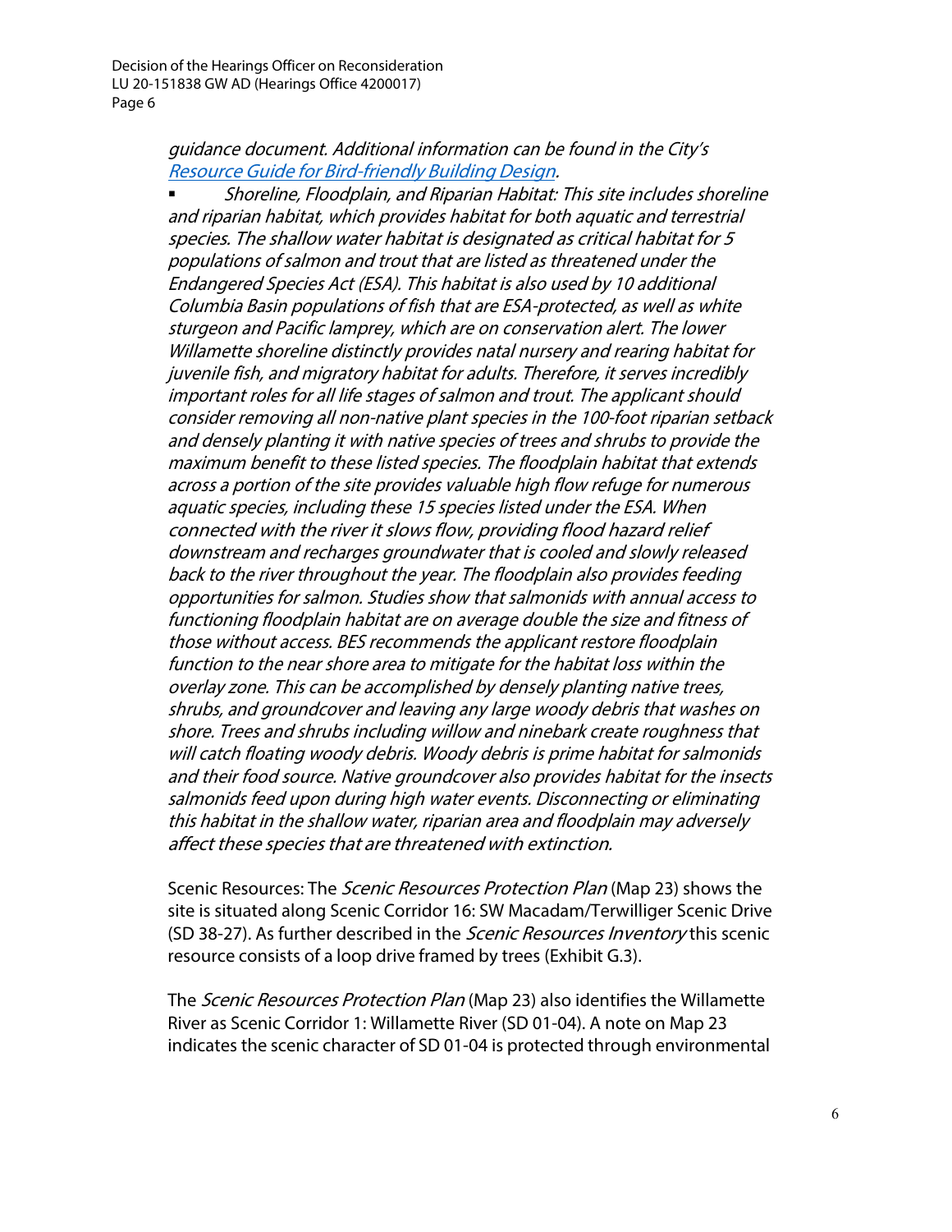*guidance document. Additional information can be found in the City's [Resource Guide for Bird-friendly Building Design](Resource Guide for Bird-friendly Building Design).*

- *Shoreline, Floodplain, and Riparian Habitat: This site includes shoreline and riparian habitat, which provides habitat for both aquatic and terrestrial species. The shallow water habitat is designated as critical habitat for 5 populations of salmon and trout that are listed as threatened under the Endangered Species Act (ESA). This habitat is also used by 10 additional Columbia Basin populations of fish that are ESA-protected, as well as white sturgeon and Pacific lamprey, which are on conservation alert. The lower Willamette shoreline distinctly provides natal nursery and rearing habitat for juvenile fish, and migratory habitat for adults. Therefore, it serves incredibly important roles for all life stages of salmon and trout. The applicant should consider removing all non-native plant species in the 100-foot riparian setback and densely planting it with native species of trees and shrubs to provide the maximum benefit to these listed species. The floodplain habitat that extends across a portion of the site provides valuable high flow refuge for numerous aquatic species, including these 15 species listed under the ESA. When connected with the river it slows flow, providing flood hazard relief downstream and recharges groundwater that is cooled and slowly released back to the river throughout the year. The floodplain also provides feeding opportunities for salmon. Studies show that salmonids with annual access to functioning floodplain habitat are on average double the size and fitness of those without access. BES recommends the applicant restore floodplain function to the near shore area to mitigate for the habitat loss within the overlay zone. This can be accomplished by densely planting native trees, shrubs, and groundcover and leaving any large woody debris that washes on shore. Trees and shrubs including willow and ninebark create roughness that will catch floating woody debris. Woody debris is prime habitat for salmonids and their food source. Native groundcover also provides habitat for the insects salmonids feed upon during high water events. Disconnecting or eliminating this habitat in the shallow water, riparian area and floodplain may adversely affect these species that are threatened with extinction.*

Scenic Resources: The *Scenic Resources Protection Plan* (Map 23) shows the site is situated along Scenic Corridor 16: SW Macadam/Terwilliger Scenic Drive (SD 38-27). As further described in the *Scenic Resources Inventory* this scenic resource consists of a loop drive framed by trees (Exhibit G.3).

The *Scenic Resources Protection Plan* (Map 23) also identifies the Willamette River as Scenic Corridor 1: Willamette River (SD 01-04). A note on Map 23 indicates the scenic character of SD 01-04 is protected through environmental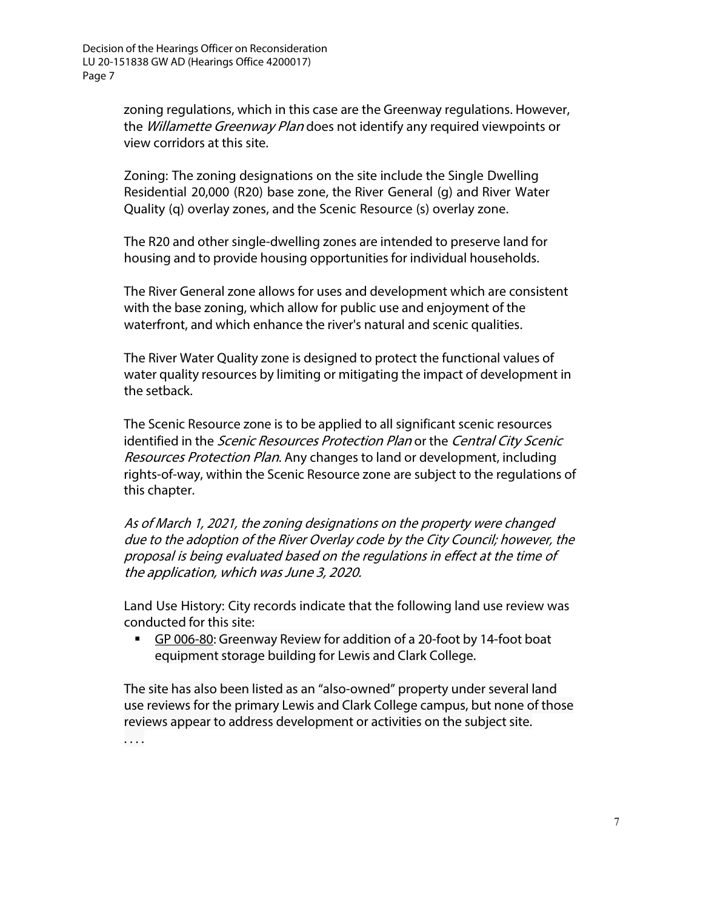zoning regulations, which in this case are the Greenway regulations. However, the *Willamette Greenway Plan* does not identify any required viewpoints or view corridors at this site.

Zoning: The zoning designations on the site include the Single Dwelling Residential 20,000 (R20) base zone, the River General (g) and River Water Quality (q) overlay zones, and the Scenic Resource (s) overlay zone.

The R20 and other single-dwelling zones are intended to preserve land for housing and to provide housing opportunities for individual households.

The River General zone allows for uses and development which are consistent with the base zoning, which allow for public use and enjoyment of the waterfront, and which enhance the river's natural and scenic qualities.

The River Water Quality zone is designed to protect the functional values of water quality resources by limiting or mitigating the impact of development in the setback.

The Scenic Resource zone is to be applied to all significant scenic resources identified in the *Scenic Resources Protection Plan* or the *Central City Scenic Resources Protection Plan*. Any changes to land or development, including rights-of-way, within the Scenic Resource zone are subject to the regulations of this chapter.

*As of March 1, 2021, the zoning designations on the property were changed due to the adoption of the River Overlay code by the City Council; however, the proposal is being evaluated based on the regulations in effect at the time of the application, which was June 3, 2020.*

Land Use History: City records indicate that the following land use review was conducted for this site:

- GP 006-80: Greenway Review for addition of a 20-foot by 14-foot boat equipment storage building for Lewis and Clark College.

The site has also been listed as an "also-owned" property under several land use reviews for the primary Lewis and Clark College campus, but none of those reviews appear to address development or activities on the subject site.

. . . .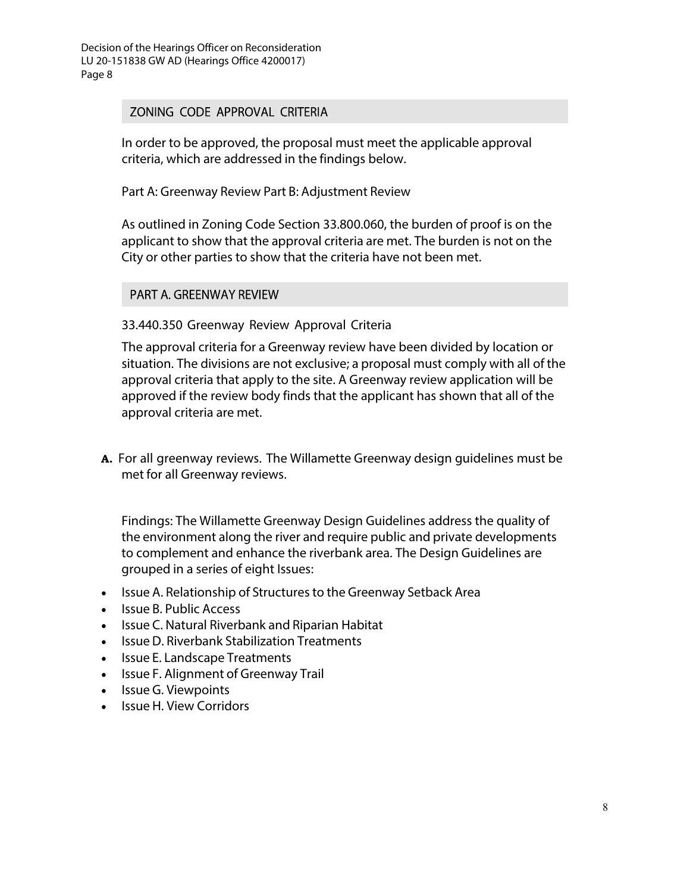## ZONING CODE APPROVAL CRITERIA

In order to be approved, the proposal must meet the applicable approval criteria, which are addressed in the findings below.

Part A: Greenway Review Part B: Adjustment Review

As outlined in Zoning Code Section 33.800.060, the burden of proof is on the applicant to show that the approval criteria are met. The burden is not on the City or other parties to show that the criteria have not been met.

## PART A. GREENWAY REVIEW

33.440.350 Greenway Review Approval Criteria

The approval criteria for a Greenway review have been divided by location or situation. The divisions are not exclusive; a proposal must comply with all of the approval criteria that apply to the site. A Greenway review application will be approved if the review body finds that the applicant has shown that all of the approval criteria are met.

**A.** For all greenway reviews. The Willamette Greenway design guidelines must be met for all Greenway reviews.

Findings: The Willamette Greenway Design Guidelines address the quality of the environment along the river and require public and private developments to complement and enhance the riverbank area. The Design Guidelines are grouped in a series of eight Issues:

- Issue A. Relationship of Structures to the Greenway Setback Area
- Issue B. Public Access
- Issue C. Natural Riverbank and Riparian Habitat
- Issue D. Riverbank Stabilization Treatments
- Issue E. Landscape Treatments
- Issue F. Alignment of Greenway Trail
- Issue G. Viewpoints
- Issue H. View Corridors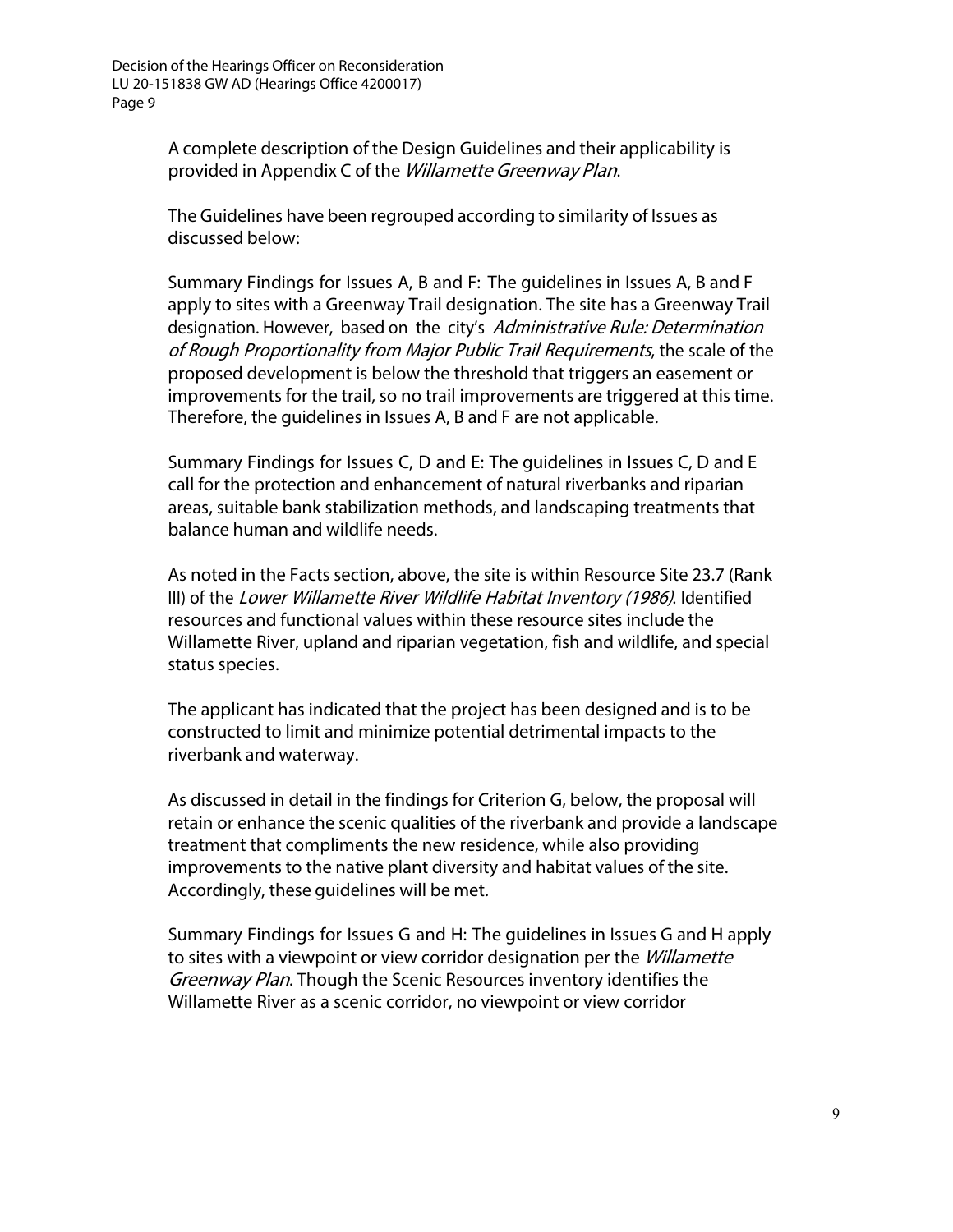A complete description of the Design Guidelines and their applicability is provided in Appendix C of the *Willamette Greenway Plan*.

The Guidelines have been regrouped according to similarity of Issues as discussed below:

Summary Findings for Issues A, B and F: The guidelines in Issues A, B and F apply to sites with a Greenway Trail designation. The site has a Greenway Trail designation. However, based on the city's *Administrative Rule: Determination of Rough Proportionality from Major Public Trail Requirements*, the scale of the proposed development is below the threshold that triggers an easement or improvements for the trail, so no trail improvements are triggered at this time. Therefore, the guidelines in Issues A, B and F are not applicable.

Summary Findings for Issues C, D and E: The guidelines in Issues C, D and E call for the protection and enhancement of natural riverbanks and riparian areas, suitable bank stabilization methods, and landscaping treatments that balance human and wildlife needs.

As noted in the Facts section, above, the site is within Resource Site 23.7 (Rank III) of the *Lower Willamette River Wildlife Habitat Inventory (1986)*. Identified resources and functional values within these resource sites include the Willamette River, upland and riparian vegetation, fish and wildlife, and special status species.

The applicant has indicated that the project has been designed and is to be constructed to limit and minimize potential detrimental impacts to the riverbank and waterway.

As discussed in detail in the findings for Criterion G, below, the proposal will retain or enhance the scenic qualities of the riverbank and provide a landscape treatment that compliments the new residence, while also providing improvements to the native plant diversity and habitat values of the site. Accordingly, these guidelines will be met.

Summary Findings for Issues G and H: The guidelines in Issues G and H apply to sites with a viewpoint or view corridor designation per the *Willamette Greenway Plan*. Though the Scenic Resources inventory identifies the Willamette River as a scenic corridor, no viewpoint or view corridor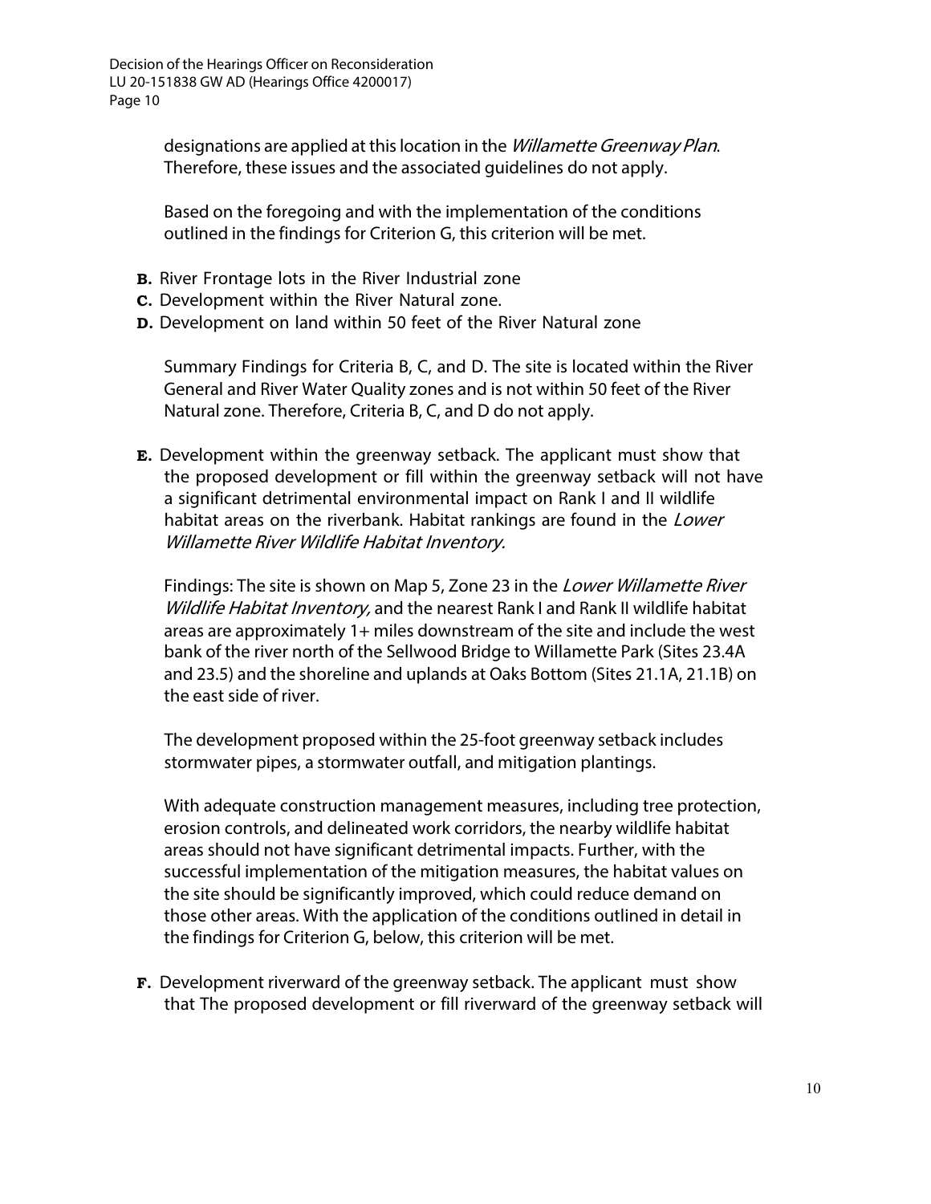designations are applied at this location in the *Willamette Greenway Plan*. Therefore, these issues and the associated guidelines do not apply.

Based on the foregoing and with the implementation of the conditions outlined in the findings for Criterion G, this criterion will be met.

**B.** River Frontage lots in the River Industrial zone
**C.** Development within the River Natural zone.
**D.** Development on land within 50 feet of the River Natural zone

Summary Findings for Criteria B, C, and D. The site is located within the River General and River Water Quality zones and is not within 50 feet of the River Natural zone. Therefore, Criteria B, C, and D do not apply.

**E.** Development within the greenway setback. The applicant must show that the proposed development or fill within the greenway setback will not have a significant detrimental environmental impact on Rank I and II wildlife habitat areas on the riverbank. Habitat rankings are found in the *Lower Willamette River Wildlife Habitat Inventory.*

Findings: The site is shown on Map 5, Zone 23 in the *Lower Willamette River Wildlife Habitat Inventory,* and the nearest Rank I and Rank II wildlife habitat areas are approximately 1+ miles downstream of the site and include the west bank of the river north of the Sellwood Bridge to Willamette Park (Sites 23.4A and 23.5) and the shoreline and uplands at Oaks Bottom (Sites 21.1A, 21.1B) on the east side of river.

The development proposed within the 25-foot greenway setback includes stormwater pipes, a stormwater outfall, and mitigation plantings.

With adequate construction management measures, including tree protection, erosion controls, and delineated work corridors, the nearby wildlife habitat areas should not have significant detrimental impacts. Further, with the successful implementation of the mitigation measures, the habitat values on the site should be significantly improved, which could reduce demand on those other areas. With the application of the conditions outlined in detail in the findings for Criterion G, below, this criterion will be met.

**F.** Development riverward of the greenway setback. The applicant must show that The proposed development or fill riverward of the greenway setback will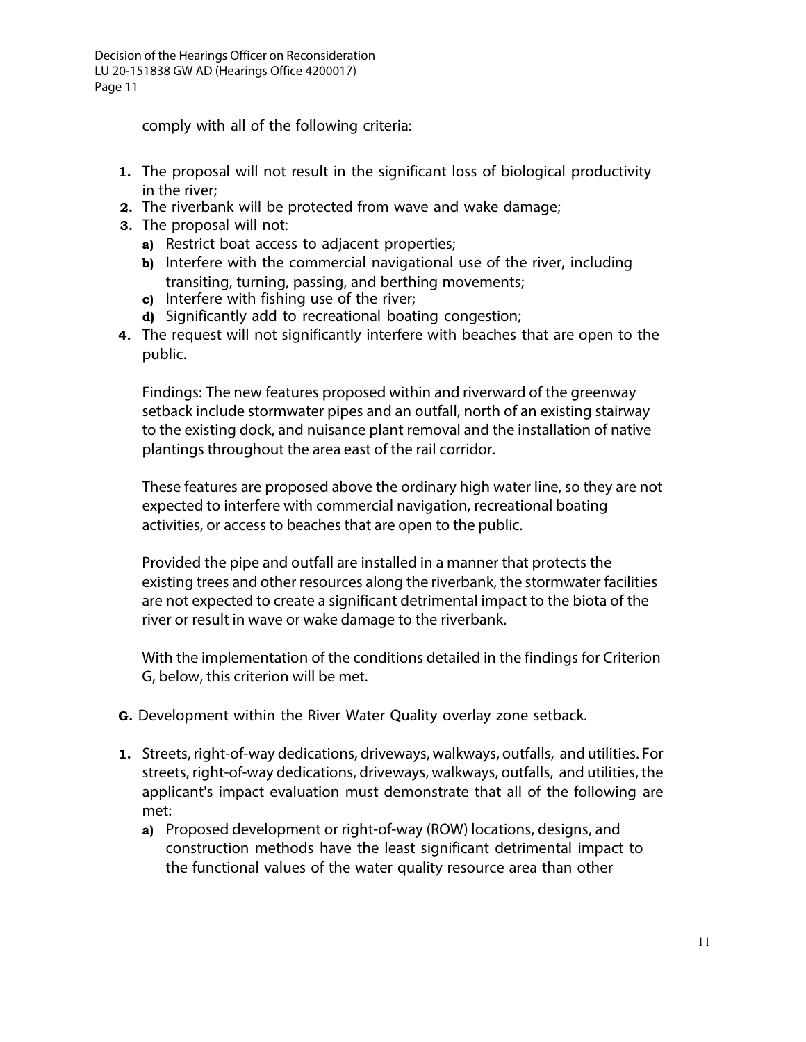comply with all of the following criteria:

1. The proposal will not result in the significant loss of biological productivity in the river;
2. The riverbank will be protected from wave and wake damage;
3. The proposal will not:
   a) Restrict boat access to adjacent properties;
   b) Interfere with the commercial navigational use of the river, including transiting, turning, passing, and berthing movements;
   c) Interfere with fishing use of the river;
   d) Significantly add to recreational boating congestion;
4. The request will not significantly interfere with beaches that are open to the public.

   Findings: The new features proposed within and riverward of the greenway setback include stormwater pipes and an outfall, north of an existing stairway to the existing dock, and nuisance plant removal and the installation of native plantings throughout the area east of the rail corridor.

   These features are proposed above the ordinary high water line, so they are not expected to interfere with commercial navigation, recreational boating activities, or access to beaches that are open to the public.

   Provided the pipe and outfall are installed in a manner that protects the existing trees and other resources along the riverbank, the stormwater facilities are not expected to create a significant detrimental impact to the biota of the river or result in wave or wake damage to the riverbank.

   With the implementation of the conditions detailed in the findings for Criterion G, below, this criterion will be met.

**G.** Development within the River Water Quality overlay zone setback.

1. Streets, right-of-way dedications, driveways, walkways, outfalls, and utilities. For streets, right-of-way dedications, driveways, walkways, outfalls, and utilities, the applicant's impact evaluation must demonstrate that all of the following are met:
   a) Proposed development or right-of-way (ROW) locations, designs, and construction methods have the least significant detrimental impact to the functional values of the water quality resource area than other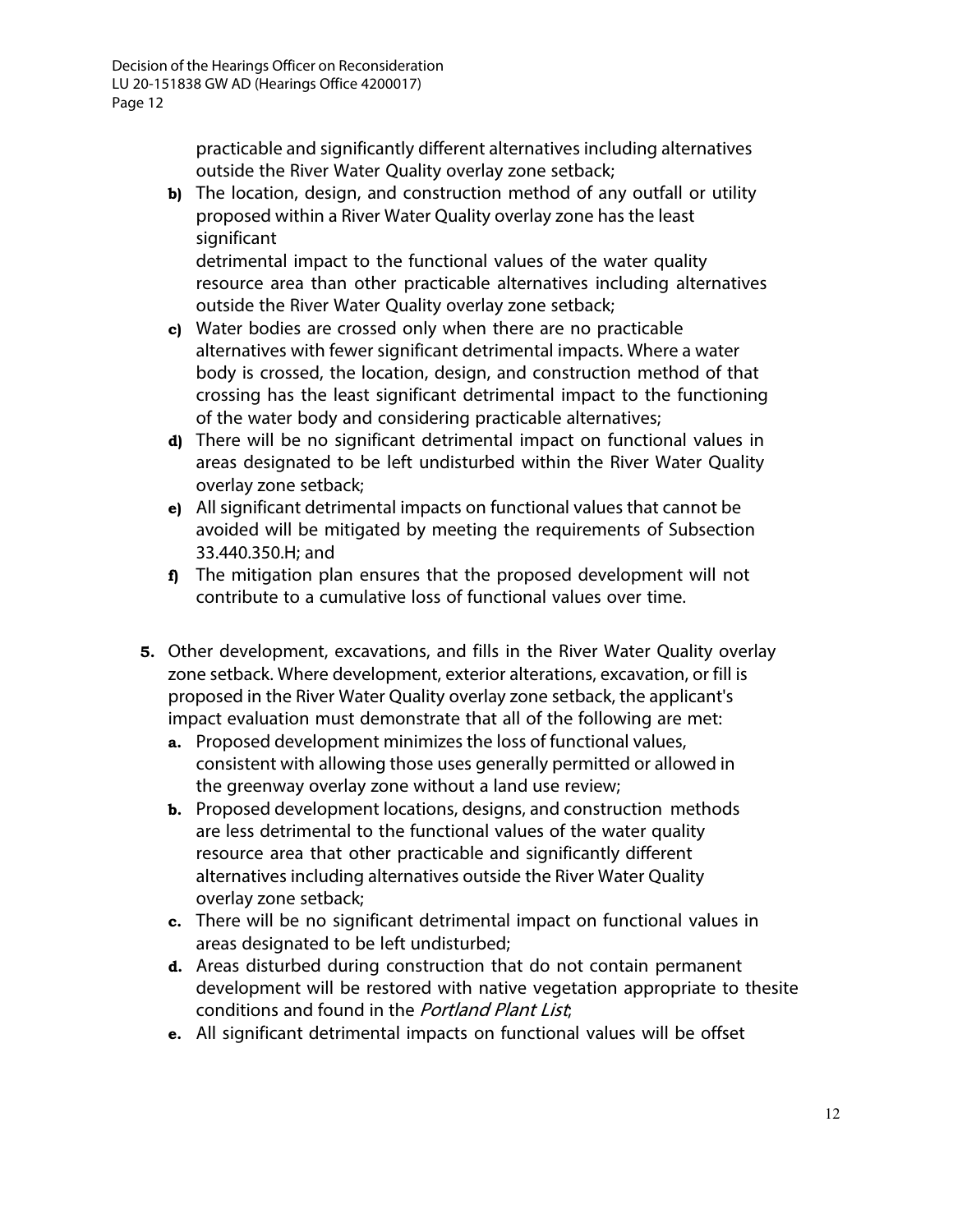practicable and significantly different alternatives including alternatives outside the River Water Quality overlay zone setback;

- **b)** The location, design, and construction method of any outfall or utility proposed within a River Water Quality overlay zone has the least significant detrimental impact to the functional values of the water quality resource area than other practicable alternatives including alternatives outside the River Water Quality overlay zone setback;
- **c)** Water bodies are crossed only when there are no practicable alternatives with fewer significant detrimental impacts. Where a water body is crossed, the location, design, and construction method of that crossing has the least significant detrimental impact to the functioning of the water body and considering practicable alternatives;
- **d)** There will be no significant detrimental impact on functional values in areas designated to be left undisturbed within the River Water Quality overlay zone setback;
- **e)** All significant detrimental impacts on functional values that cannot be avoided will be mitigated by meeting the requirements of Subsection 33.440.350.H; and
- **f)** The mitigation plan ensures that the proposed development will not contribute to a cumulative loss of functional values over time.

**5.** Other development, excavations, and fills in the River Water Quality overlay zone setback. Where development, exterior alterations, excavation, or fill is proposed in the River Water Quality overlay zone setback, the applicant's impact evaluation must demonstrate that all of the following are met:

- **a.** Proposed development minimizes the loss of functional values, consistent with allowing those uses generally permitted or allowed in the greenway overlay zone without a land use review;
- **b.** Proposed development locations, designs, and construction methods are less detrimental to the functional values of the water quality resource area that other practicable and significantly different alternatives including alternatives outside the River Water Quality overlay zone setback;
- **c.** There will be no significant detrimental impact on functional values in areas designated to be left undisturbed;
- **d.** Areas disturbed during construction that do not contain permanent development will be restored with native vegetation appropriate to thesite conditions and found in the *Portland Plant List*;
- **e.** All significant detrimental impacts on functional values will be offset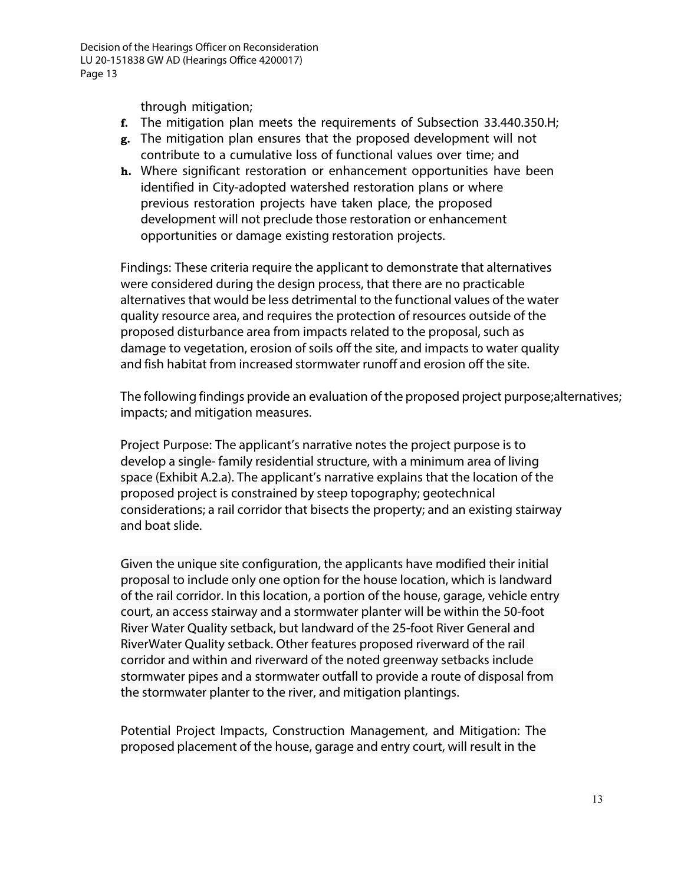through mitigation;

f. The mitigation plan meets the requirements of Subsection 33.440.350.H;
g. The mitigation plan ensures that the proposed development will not contribute to a cumulative loss of functional values over time; and
h. Where significant restoration or enhancement opportunities have been identified in City-adopted watershed restoration plans or where previous restoration projects have taken place, the proposed development will not preclude those restoration or enhancement opportunities or damage existing restoration projects.

Findings: These criteria require the applicant to demonstrate that alternatives were considered during the design process, that there are no practicable alternatives that would be less detrimental to the functional values of the water quality resource area, and requires the protection of resources outside of the proposed disturbance area from impacts related to the proposal, such as damage to vegetation, erosion of soils off the site, and impacts to water quality and fish habitat from increased stormwater runoff and erosion off the site.

The following findings provide an evaluation of the proposed project purpose;alternatives; impacts; and mitigation measures.

Project Purpose: The applicant's narrative notes the project purpose is to develop a single- family residential structure, with a minimum area of living space (Exhibit A.2.a). The applicant's narrative explains that the location of the proposed project is constrained by steep topography; geotechnical considerations; a rail corridor that bisects the property; and an existing stairway and boat slide.

Given the unique site configuration, the applicants have modified their initial proposal to include only one option for the house location, which is landward of the rail corridor. In this location, a portion of the house, garage, vehicle entry court, an access stairway and a stormwater planter will be within the 50-foot River Water Quality setback, but landward of the 25-foot River General and RiverWater Quality setback. Other features proposed riverward of the rail corridor and within and riverward of the noted greenway setbacks include stormwater pipes and a stormwater outfall to provide a route of disposal from the stormwater planter to the river, and mitigation plantings.

Potential Project Impacts, Construction Management, and Mitigation: The proposed placement of the house, garage and entry court, will result in the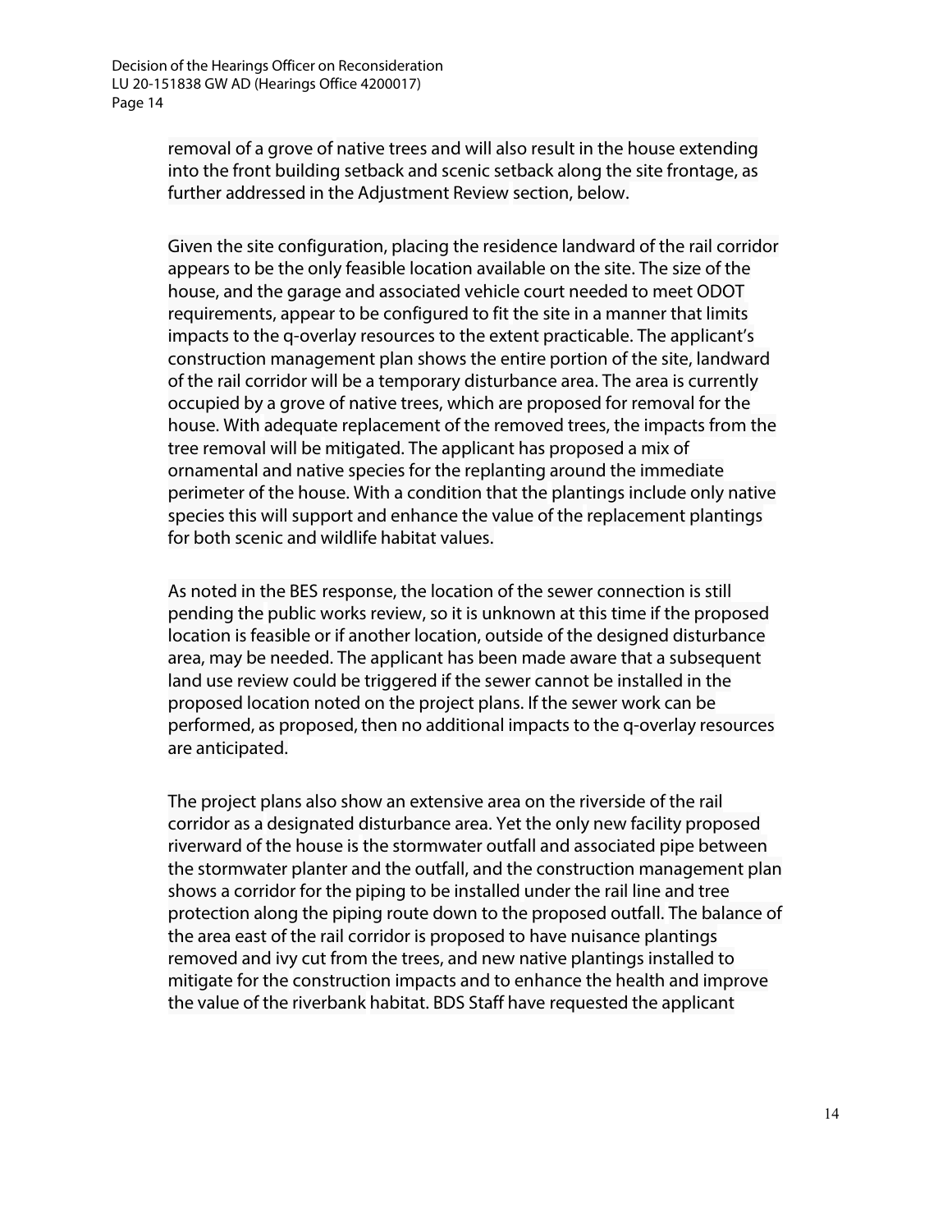removal of a grove of native trees and will also result in the house extending into the front building setback and scenic setback along the site frontage, as further addressed in the Adjustment Review section, below.

Given the site configuration, placing the residence landward of the rail corridor appears to be the only feasible location available on the site. The size of the house, and the garage and associated vehicle court needed to meet ODOT requirements, appear to be configured to fit the site in a manner that limits impacts to the q-overlay resources to the extent practicable. The applicant's construction management plan shows the entire portion of the site, landward of the rail corridor will be a temporary disturbance area. The area is currently occupied by a grove of native trees, which are proposed for removal for the house. With adequate replacement of the removed trees, the impacts from the tree removal will be mitigated. The applicant has proposed a mix of ornamental and native species for the replanting around the immediate perimeter of the house. With a condition that the plantings include only native species this will support and enhance the value of the replacement plantings for both scenic and wildlife habitat values.

As noted in the BES response, the location of the sewer connection is still pending the public works review, so it is unknown at this time if the proposed location is feasible or if another location, outside of the designed disturbance area, may be needed. The applicant has been made aware that a subsequent land use review could be triggered if the sewer cannot be installed in the proposed location noted on the project plans. If the sewer work can be performed, as proposed, then no additional impacts to the q-overlay resources are anticipated.

The project plans also show an extensive area on the riverside of the rail corridor as a designated disturbance area. Yet the only new facility proposed riverward of the house is the stormwater outfall and associated pipe between the stormwater planter and the outfall, and the construction management plan shows a corridor for the piping to be installed under the rail line and tree protection along the piping route down to the proposed outfall. The balance of the area east of the rail corridor is proposed to have nuisance plantings removed and ivy cut from the trees, and new native plantings installed to mitigate for the construction impacts and to enhance the health and improve the value of the riverbank habitat. BDS Staff have requested the applicant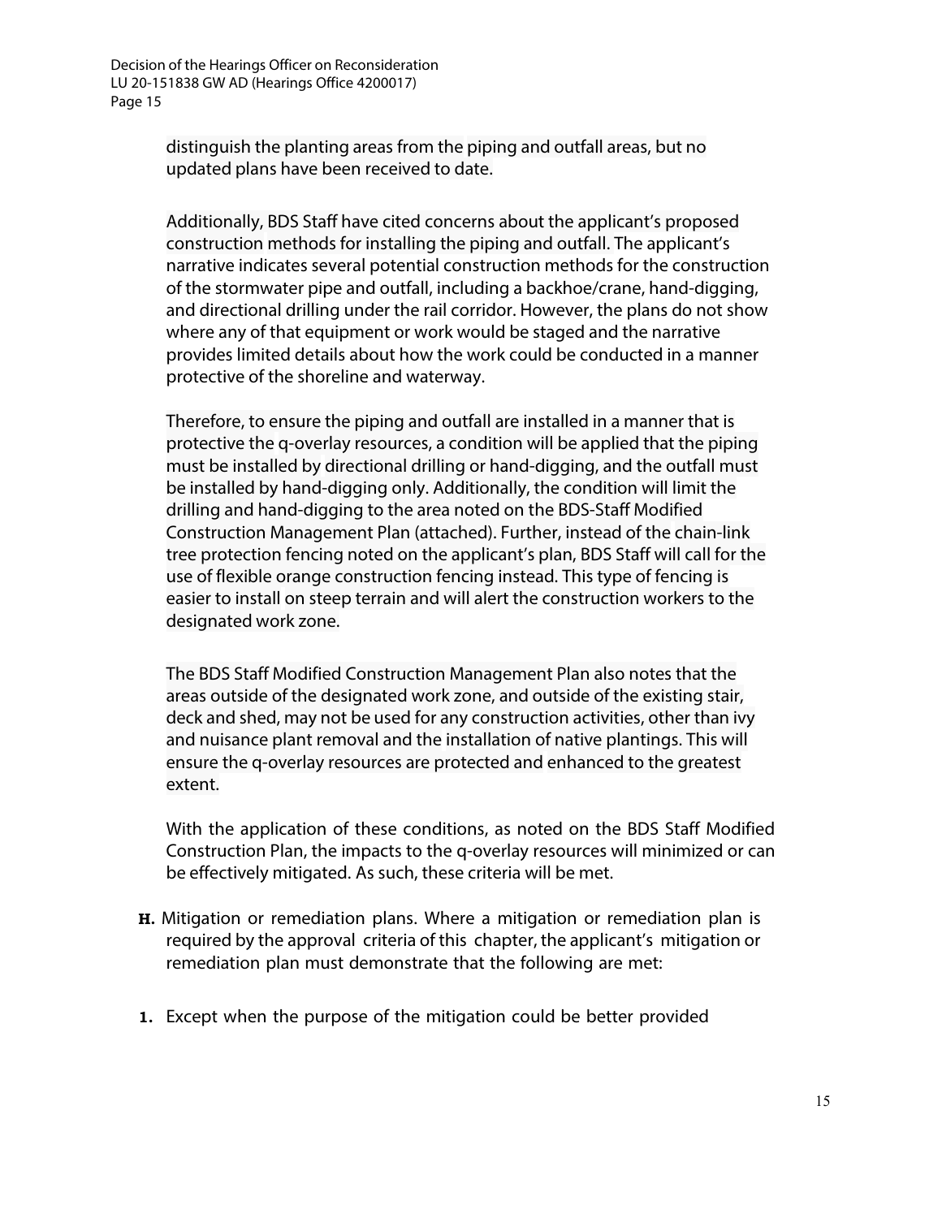distinguish the planting areas from the piping and outfall areas, but no updated plans have been received to date.

Additionally, BDS Staff have cited concerns about the applicant's proposed construction methods for installing the piping and outfall. The applicant's narrative indicates several potential construction methods for the construction of the stormwater pipe and outfall, including a backhoe/crane, hand-digging, and directional drilling under the rail corridor. However, the plans do not show where any of that equipment or work would be staged and the narrative provides limited details about how the work could be conducted in a manner protective of the shoreline and waterway.

Therefore, to ensure the piping and outfall are installed in a manner that is protective the q-overlay resources, a condition will be applied that the piping must be installed by directional drilling or hand-digging, and the outfall must be installed by hand-digging only. Additionally, the condition will limit the drilling and hand-digging to the area noted on the BDS-Staff Modified Construction Management Plan (attached). Further, instead of the chain-link tree protection fencing noted on the applicant's plan, BDS Staff will call for the use of flexible orange construction fencing instead. This type of fencing is easier to install on steep terrain and will alert the construction workers to the designated work zone.

The BDS Staff Modified Construction Management Plan also notes that the areas outside of the designated work zone, and outside of the existing stair, deck and shed, may not be used for any construction activities, other than ivy and nuisance plant removal and the installation of native plantings. This will ensure the q-overlay resources are protected and enhanced to the greatest extent.

With the application of these conditions, as noted on the BDS Staff Modified Construction Plan, the impacts to the q-overlay resources will minimized or can be effectively mitigated. As such, these criteria will be met.

**H.** Mitigation or remediation plans. Where a mitigation or remediation plan is required by the approval criteria of this chapter, the applicant's mitigation or remediation plan must demonstrate that the following are met:

**1.** Except when the purpose of the mitigation could be better provided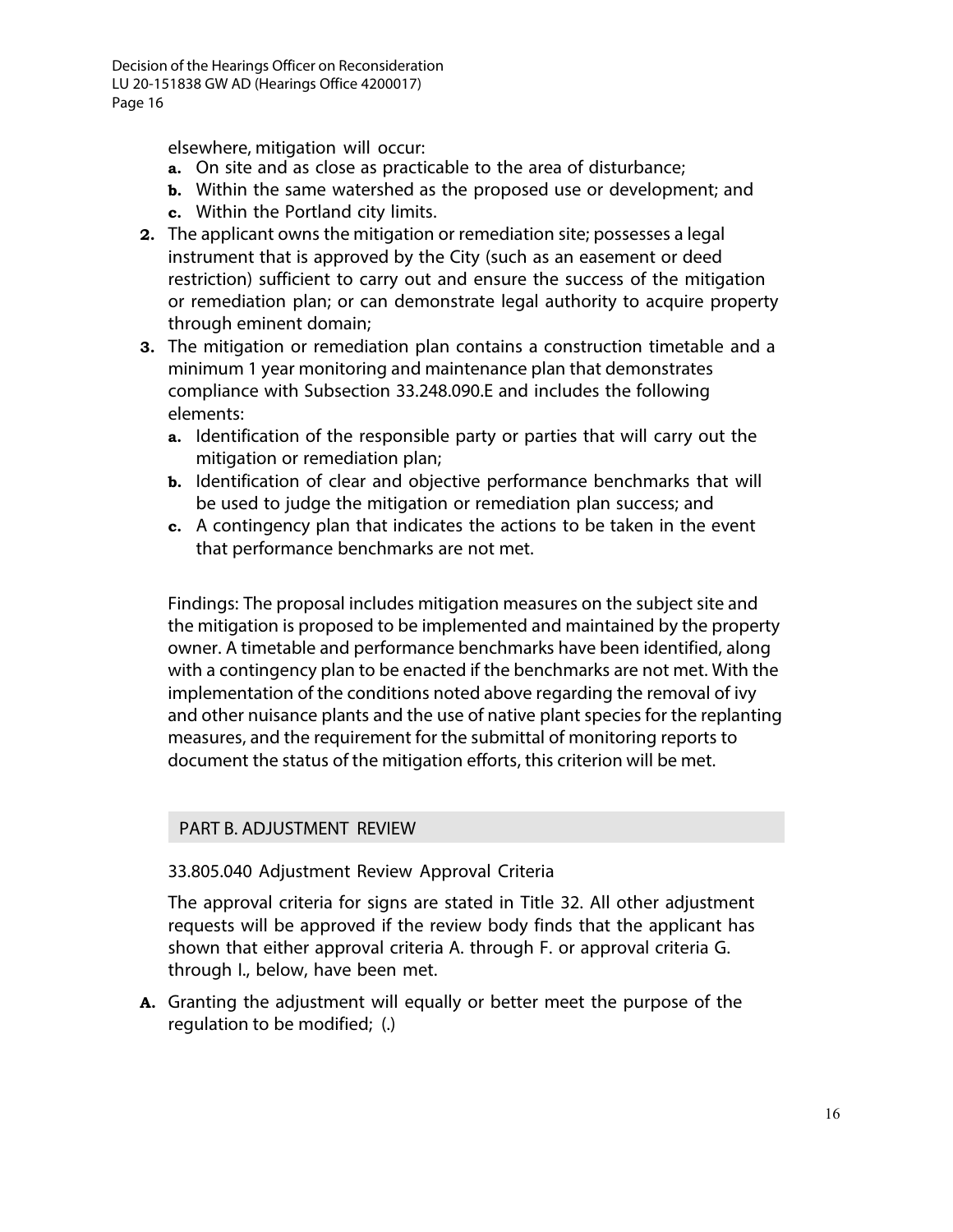elsewhere, mitigation will occur:

   - **a.** On site and as close as practicable to the area of disturbance;
   - **b.** Within the same watershed as the proposed use or development; and
   - **c.** Within the Portland city limits.

**2.** The applicant owns the mitigation or remediation site; possesses a legal instrument that is approved by the City (such as an easement or deed restriction) sufficient to carry out and ensure the success of the mitigation or remediation plan; or can demonstrate legal authority to acquire property through eminent domain;

**3.** The mitigation or remediation plan contains a construction timetable and a minimum 1 year monitoring and maintenance plan that demonstrates compliance with Subsection 33.248.090.E and includes the following elements:

   - **a.** Identification of the responsible party or parties that will carry out the mitigation or remediation plan;
   - **b.** Identification of clear and objective performance benchmarks that will be used to judge the mitigation or remediation plan success; and
   - **c.** A contingency plan that indicates the actions to be taken in the event that performance benchmarks are not met.

Findings: The proposal includes mitigation measures on the subject site and the mitigation is proposed to be implemented and maintained by the property owner. A timetable and performance benchmarks have been identified, along with a contingency plan to be enacted if the benchmarks are not met. With the implementation of the conditions noted above regarding the removal of ivy and other nuisance plants and the use of native plant species for the replanting measures, and the requirement for the submittal of monitoring reports to document the status of the mitigation efforts, this criterion will be met.

## PART B. ADJUSTMENT REVIEW

33.805.040 Adjustment Review Approval Criteria

The approval criteria for signs are stated in Title 32. All other adjustment requests will be approved if the review body finds that the applicant has shown that either approval criteria A. through F. or approval criteria G. through I., below, have been met.

**A.** Granting the adjustment will equally or better meet the purpose of the regulation to be modified; (.)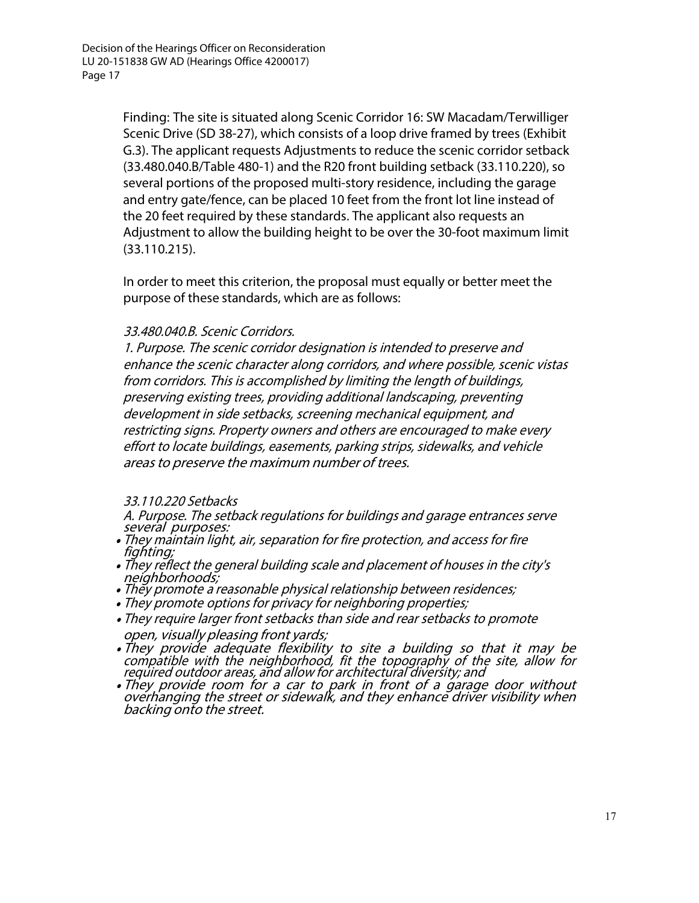Finding: The site is situated along Scenic Corridor 16: SW Macadam/Terwilliger Scenic Drive (SD 38-27), which consists of a loop drive framed by trees (Exhibit G.3). The applicant requests Adjustments to reduce the scenic corridor setback (33.480.040.B/Table 480-1) and the R20 front building setback (33.110.220), so several portions of the proposed multi-story residence, including the garage and entry gate/fence, can be placed 10 feet from the front lot line instead of the 20 feet required by these standards. The applicant also requests an Adjustment to allow the building height to be over the 30-foot maximum limit (33.110.215).

In order to meet this criterion, the proposal must equally or better meet the purpose of these standards, which are as follows:

*33.480.040.B. Scenic Corridors.*

*1. Purpose. The scenic corridor designation is intended to preserve and enhance the scenic character along corridors, and where possible, scenic vistas from corridors. This is accomplished by limiting the length of buildings, preserving existing trees, providing additional landscaping, preventing development in side setbacks, screening mechanical equipment, and restricting signs. Property owners and others are encouraged to make every effort to locate buildings, easements, parking strips, sidewalks, and vehicle areas to preserve the maximum number of trees.*

*33.110.220 Setbacks*

*A. Purpose. The setback regulations for buildings and garage entrances serve several purposes:*

- *They maintain light, air, separation for fire protection, and access for fire fighting;*
- *They reflect the general building scale and placement of houses in the city's neighborhoods;*
- *They promote a reasonable physical relationship between residences;*
- *They promote options for privacy for neighboring properties;*
- *They require larger front setbacks than side and rear setbacks to promote open, visually pleasing front yards;*
- *They provide adequate flexibility to site a building so that it may be compatible with the neighborhood, fit the topography of the site, allow for required outdoor areas, and allow for architectural diversity; and*
- *They provide room for a car to park in front of a garage door without overhanging the street or sidewalk, and they enhance driver visibility when backing onto the street.*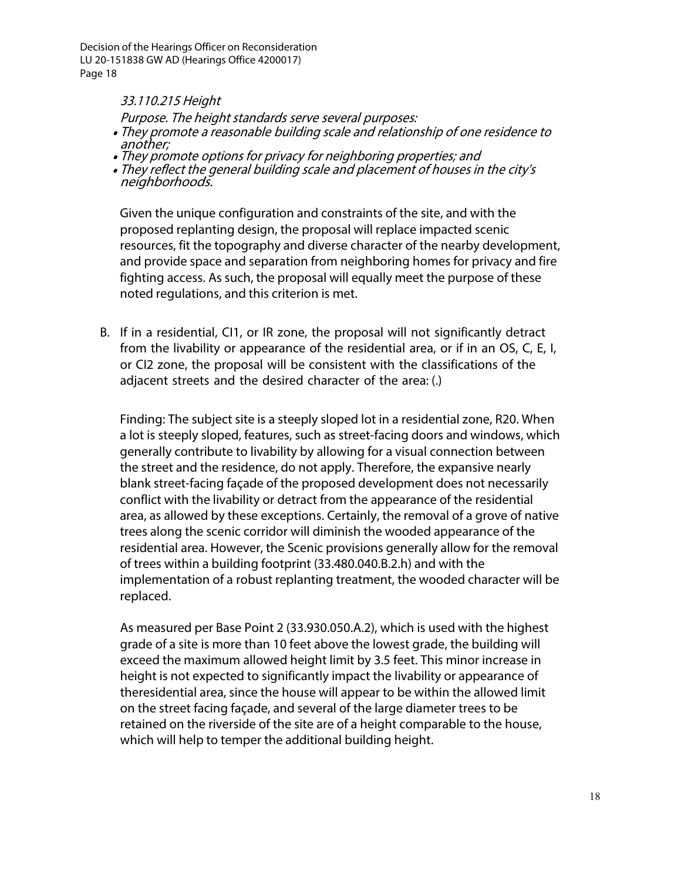*33.110.215 Height*

*Purpose. The height standards serve several purposes:*

- *They promote a reasonable building scale and relationship of one residence to another;*
- *They promote options for privacy for neighboring properties; and*
- *They reflect the general building scale and placement of houses in the city's neighborhoods.*

Given the unique configuration and constraints of the site, and with the proposed replanting design, the proposal will replace impacted scenic resources, fit the topography and diverse character of the nearby development, and provide space and separation from neighboring homes for privacy and fire fighting access. As such, the proposal will equally meet the purpose of these noted regulations, and this criterion is met.

B. If in a residential, CI1, or IR zone, the proposal will not significantly detract from the livability or appearance of the residential area, or if in an OS, C, E, I, or CI2 zone, the proposal will be consistent with the classifications of the adjacent streets and the desired character of the area: (.)

Finding: The subject site is a steeply sloped lot in a residential zone, R20. When a lot is steeply sloped, features, such as street-facing doors and windows, which generally contribute to livability by allowing for a visual connection between the street and the residence, do not apply. Therefore, the expansive nearly blank street-facing façade of the proposed development does not necessarily conflict with the livability or detract from the appearance of the residential area, as allowed by these exceptions. Certainly, the removal of a grove of native trees along the scenic corridor will diminish the wooded appearance of the residential area. However, the Scenic provisions generally allow for the removal of trees within a building footprint (33.480.040.B.2.h) and with the implementation of a robust replanting treatment, the wooded character will be replaced.

As measured per Base Point 2 (33.930.050.A.2), which is used with the highest grade of a site is more than 10 feet above the lowest grade, the building will exceed the maximum allowed height limit by 3.5 feet. This minor increase in height is not expected to significantly impact the livability or appearance of theresidential area, since the house will appear to be within the allowed limit on the street facing façade, and several of the large diameter trees to be retained on the riverside of the site are of a height comparable to the house, which will help to temper the additional building height.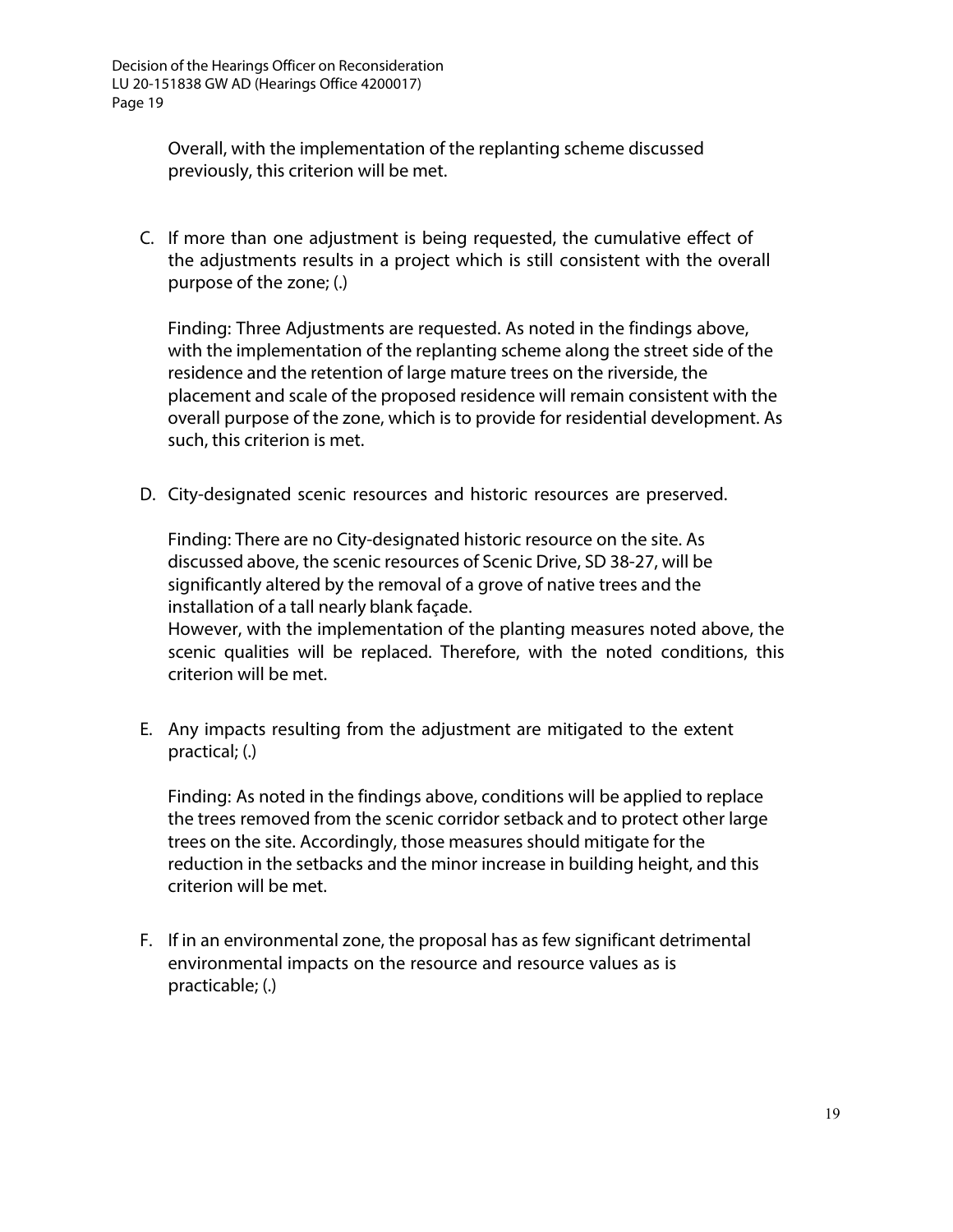Overall, with the implementation of the replanting scheme discussed previously, this criterion will be met.

C. If more than one adjustment is being requested, the cumulative effect of the adjustments results in a project which is still consistent with the overall purpose of the zone; (.)

   Finding: Three Adjustments are requested. As noted in the findings above, with the implementation of the replanting scheme along the street side of the residence and the retention of large mature trees on the riverside, the placement and scale of the proposed residence will remain consistent with the overall purpose of the zone, which is to provide for residential development. As such, this criterion is met.

D. City-designated scenic resources and historic resources are preserved.

   Finding: There are no City-designated historic resource on the site. As discussed above, the scenic resources of Scenic Drive, SD 38-27, will be significantly altered by the removal of a grove of native trees and the installation of a tall nearly blank façade.
   However, with the implementation of the planting measures noted above, the scenic qualities will be replaced. Therefore, with the noted conditions, this criterion will be met.

E. Any impacts resulting from the adjustment are mitigated to the extent practical; (.)

   Finding: As noted in the findings above, conditions will be applied to replace the trees removed from the scenic corridor setback and to protect other large trees on the site. Accordingly, those measures should mitigate for the reduction in the setbacks and the minor increase in building height, and this criterion will be met.

F. If in an environmental zone, the proposal has as few significant detrimental environmental impacts on the resource and resource values as is practicable; (.)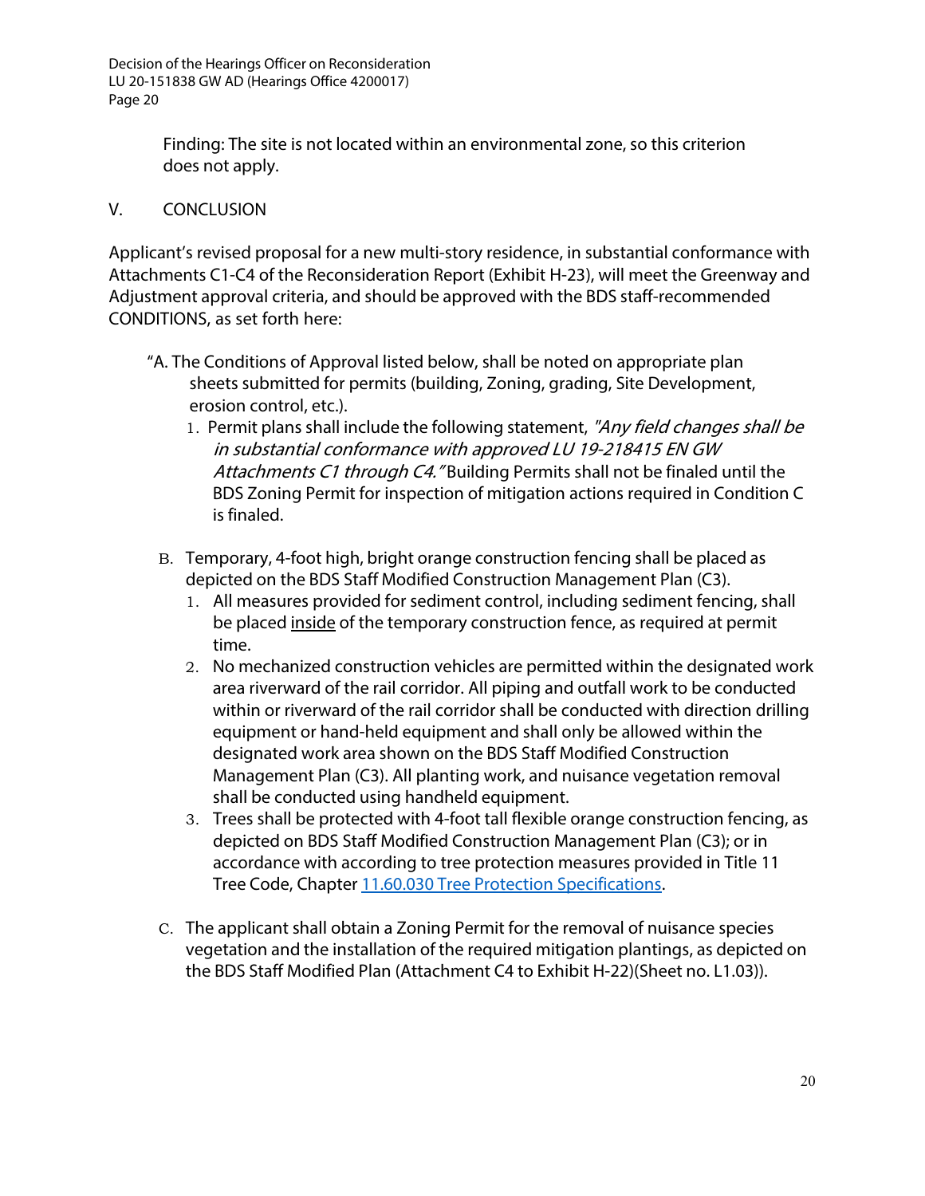Finding: The site is not located within an environmental zone, so this criterion does not apply.

## V. CONCLUSION

Applicant's revised proposal for a new multi-story residence, in substantial conformance with Attachments C1-C4 of the Reconsideration Report (Exhibit H-23), will meet the Greenway and Adjustment approval criteria, and should be approved with the BDS staff-recommended CONDITIONS, as set forth here:

"A. The Conditions of Approval listed below, shall be noted on appropriate plan sheets submitted for permits (building, Zoning, grading, Site Development, erosion control, etc.).

1. Permit plans shall include the following statement, *"Any field changes shall be in substantial conformance with approved LU 19-218415 EN GW Attachments C1 through C4."* Building Permits shall not be finaled until the BDS Zoning Permit for inspection of mitigation actions required in Condition C is finaled.

B. Temporary, 4-foot high, bright orange construction fencing shall be placed as depicted on the BDS Staff Modified Construction Management Plan (C3).

1. All measures provided for sediment control, including sediment fencing, shall be placed <u>inside</u> of the temporary construction fence, as required at permit time.
2. No mechanized construction vehicles are permitted within the designated work area riverward of the rail corridor. All piping and outfall work to be conducted within or riverward of the rail corridor shall be conducted with direction drilling equipment or hand-held equipment and shall only be allowed within the designated work area shown on the BDS Staff Modified Construction Management Plan (C3). All planting work, and nuisance vegetation removal shall be conducted using handheld equipment.
3. Trees shall be protected with 4-foot tall flexible orange construction fencing, as depicted on BDS Staff Modified Construction Management Plan (C3); or in accordance with according to tree protection measures provided in Title 11 Tree Code, Chapter 11.60.030 Tree Protection Specifications.

C. The applicant shall obtain a Zoning Permit for the removal of nuisance species vegetation and the installation of the required mitigation plantings, as depicted on the BDS Staff Modified Plan (Attachment C4 to Exhibit H-22)(Sheet no. L1.03)).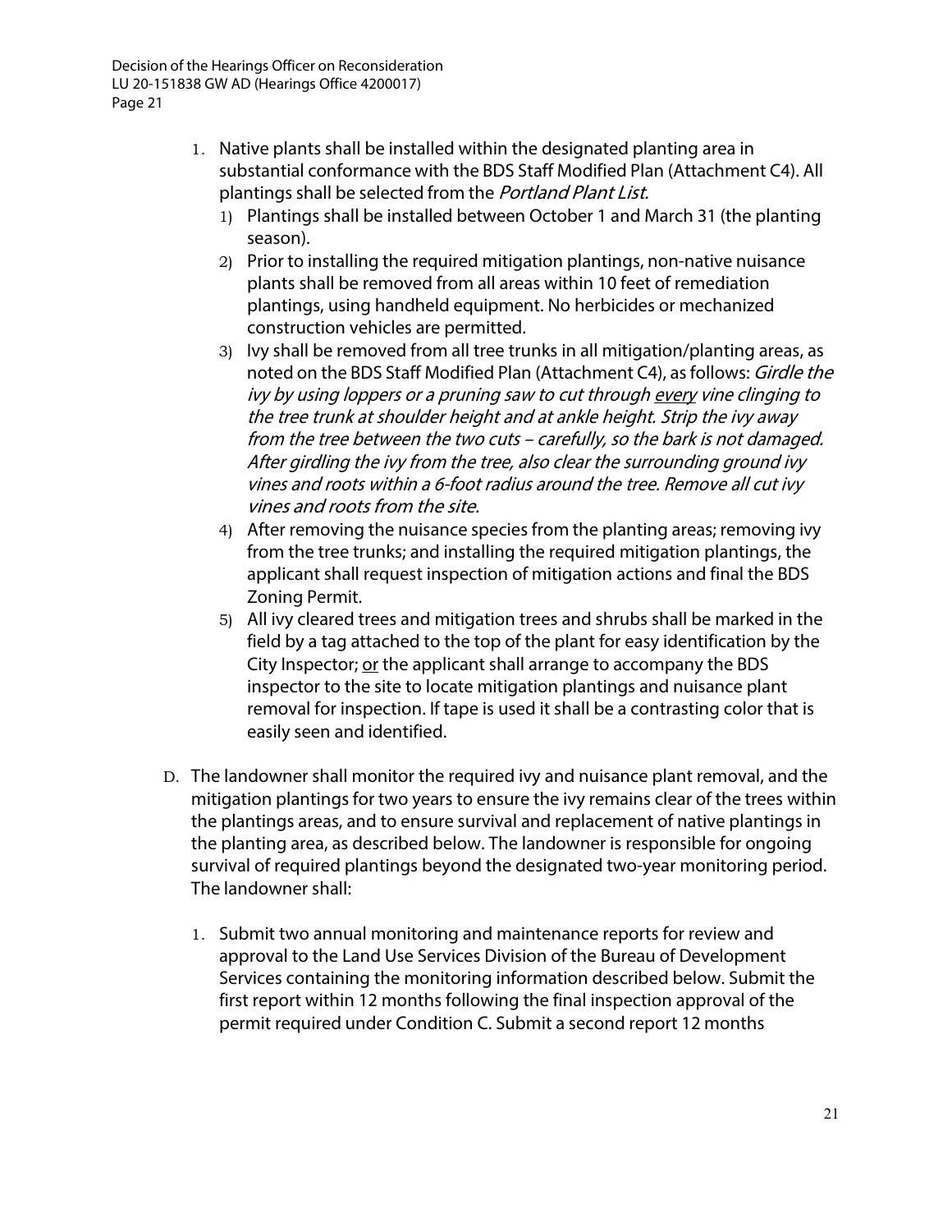1. Native plants shall be installed within the designated planting area in substantial conformance with the BDS Staff Modified Plan (Attachment C4). All plantings shall be selected from the *Portland Plant List.*
   1) Plantings shall be installed between October 1 and March 31 (the planting season).
   2) Prior to installing the required mitigation plantings, non-native nuisance plants shall be removed from all areas within 10 feet of remediation plantings, using handheld equipment. No herbicides or mechanized construction vehicles are permitted.
   3) Ivy shall be removed from all tree trunks in all mitigation/planting areas, as noted on the BDS Staff Modified Plan (Attachment C4), as follows: *Girdle the ivy by using loppers or a pruning saw to cut through <u>every</u> vine clinging to the tree trunk at shoulder height and at ankle height. Strip the ivy away from the tree between the two cuts – carefully, so the bark is not damaged. After girdling the ivy from the tree, also clear the surrounding ground ivy vines and roots within a 6-foot radius around the tree. Remove all cut ivy vines and roots from the site.*
   4) After removing the nuisance species from the planting areas; removing ivy from the tree trunks; and installing the required mitigation plantings, the applicant shall request inspection of mitigation actions and final the BDS Zoning Permit.
   5) All ivy cleared trees and mitigation trees and shrubs shall be marked in the field by a tag attached to the top of the plant for easy identification by the City Inspector; <u>or</u> the applicant shall arrange to accompany the BDS inspector to the site to locate mitigation plantings and nuisance plant removal for inspection. If tape is used it shall be a contrasting color that is easily seen and identified.

D. The landowner shall monitor the required ivy and nuisance plant removal, and the mitigation plantings for two years to ensure the ivy remains clear of the trees within the plantings areas, and to ensure survival and replacement of native plantings in the planting area, as described below. The landowner is responsible for ongoing survival of required plantings beyond the designated two-year monitoring period. The landowner shall:

   1. Submit two annual monitoring and maintenance reports for review and approval to the Land Use Services Division of the Bureau of Development Services containing the monitoring information described below. Submit the first report within 12 months following the final inspection approval of the permit required under Condition C. Submit a second report 12 months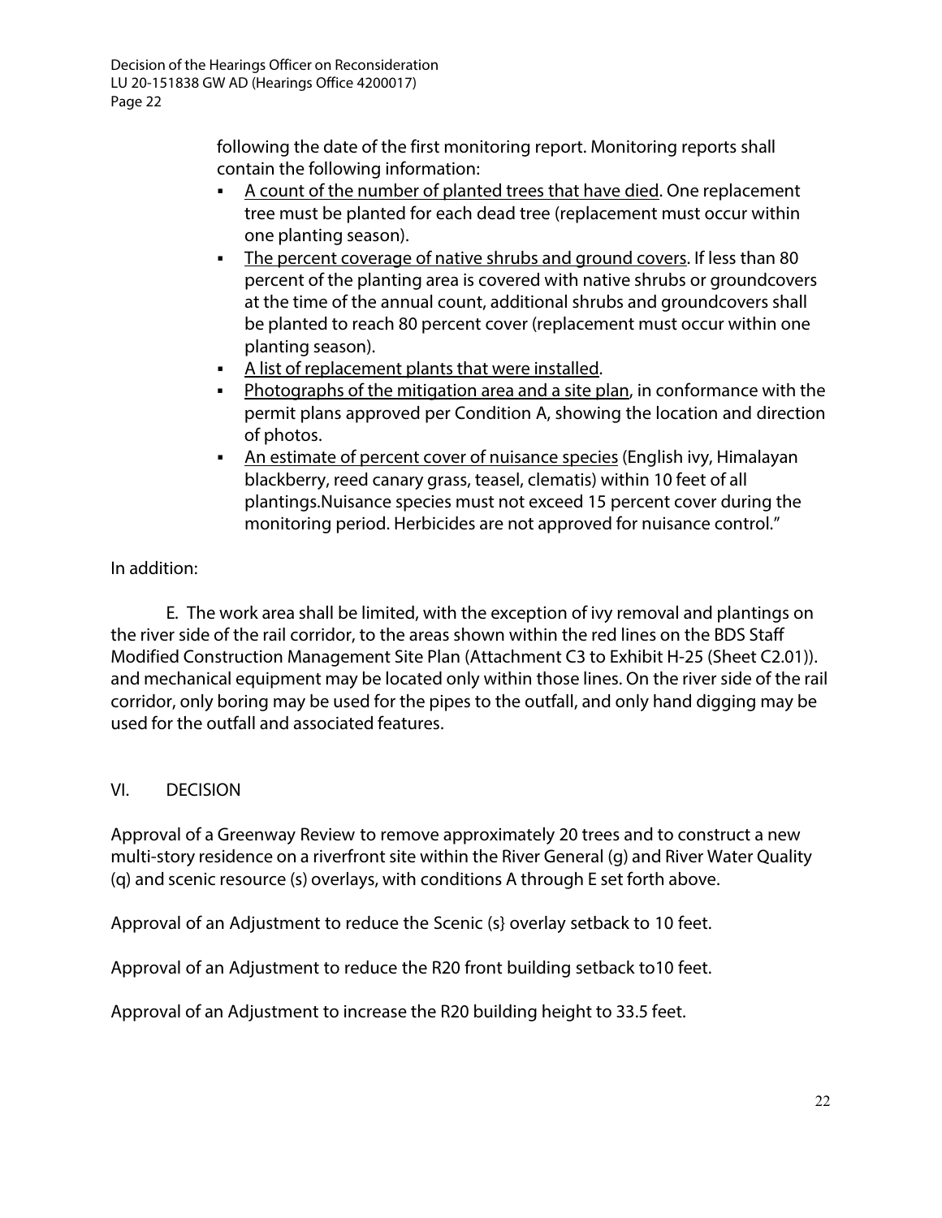following the date of the first monitoring report. Monitoring reports shall contain the following information:

- A count of the number of planted trees that have died. One replacement tree must be planted for each dead tree (replacement must occur within one planting season).
- The percent coverage of native shrubs and ground covers. If less than 80 percent of the planting area is covered with native shrubs or groundcovers at the time of the annual count, additional shrubs and groundcovers shall be planted to reach 80 percent cover (replacement must occur within one planting season).
- A list of replacement plants that were installed.
- Photographs of the mitigation area and a site plan, in conformance with the permit plans approved per Condition A, showing the location and direction of photos.
- An estimate of percent cover of nuisance species (English ivy, Himalayan blackberry, reed canary grass, teasel, clematis) within 10 feet of all plantings.Nuisance species must not exceed 15 percent cover during the monitoring period. Herbicides are not approved for nuisance control."

In addition:

E. The work area shall be limited, with the exception of ivy removal and plantings on the river side of the rail corridor, to the areas shown within the red lines on the BDS Staff Modified Construction Management Site Plan (Attachment C3 to Exhibit H-25 (Sheet C2.01)). and mechanical equipment may be located only within those lines. On the river side of the rail corridor, only boring may be used for the pipes to the outfall, and only hand digging may be used for the outfall and associated features.

## VI. DECISION

Approval of a Greenway Review to remove approximately 20 trees and to construct a new multi-story residence on a riverfront site within the River General (g) and River Water Quality (q) and scenic resource (s) overlays, with conditions A through E set forth above.

Approval of an Adjustment to reduce the Scenic (s} overlay setback to 10 feet.

Approval of an Adjustment to reduce the R20 front building setback to10 feet.

Approval of an Adjustment to increase the R20 building height to 33.5 feet.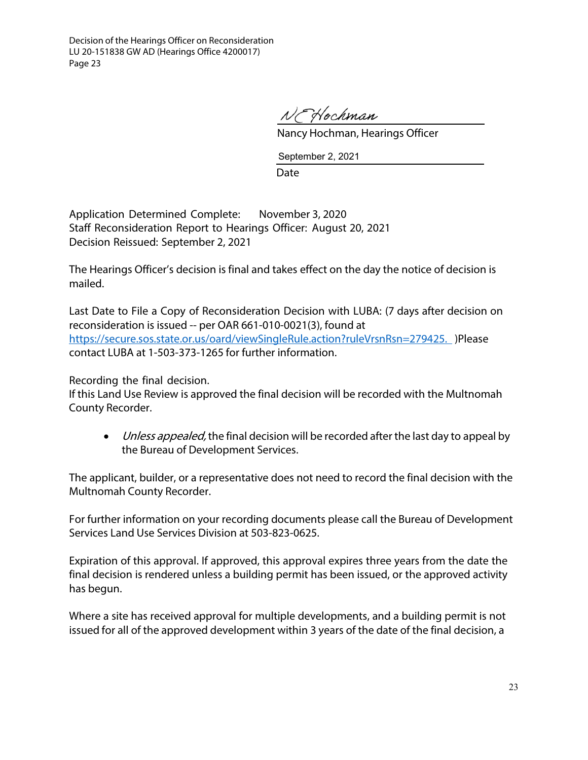N E Hochman

Nancy Hochman, Hearings Officer

September 2, 2021

Date

Application Determined Complete: November 3, 2020
Staff Reconsideration Report to Hearings Officer: August 20, 2021
Decision Reissued: September 2, 2021

The Hearings Officer's decision is final and takes effect on the day the notice of decision is mailed.

Last Date to File a Copy of Reconsideration Decision with LUBA: (7 days after decision on reconsideration is issued -- per OAR 661-010-0021(3), found at [https://secure.sos.state.or.us/oard/viewSingleRule.action?ruleVrsnRsn=279425.](https://secure.sos.state.or.us/oard/viewSingleRule.action?ruleVrsnRsn=279425.) )Please contact LUBA at 1-503-373-1265 for further information.

Recording the final decision.
If this Land Use Review is approved the final decision will be recorded with the Multnomah County Recorder.

- *Unless appealed,* the final decision will be recorded after the last day to appeal by the Bureau of Development Services.

The applicant, builder, or a representative does not need to record the final decision with the Multnomah County Recorder.

For further information on your recording documents please call the Bureau of Development Services Land Use Services Division at 503-823-0625.

Expiration of this approval. If approved, this approval expires three years from the date the final decision is rendered unless a building permit has been issued, or the approved activity has begun.

Where a site has received approval for multiple developments, and a building permit is not issued for all of the approved development within 3 years of the date of the final decision, a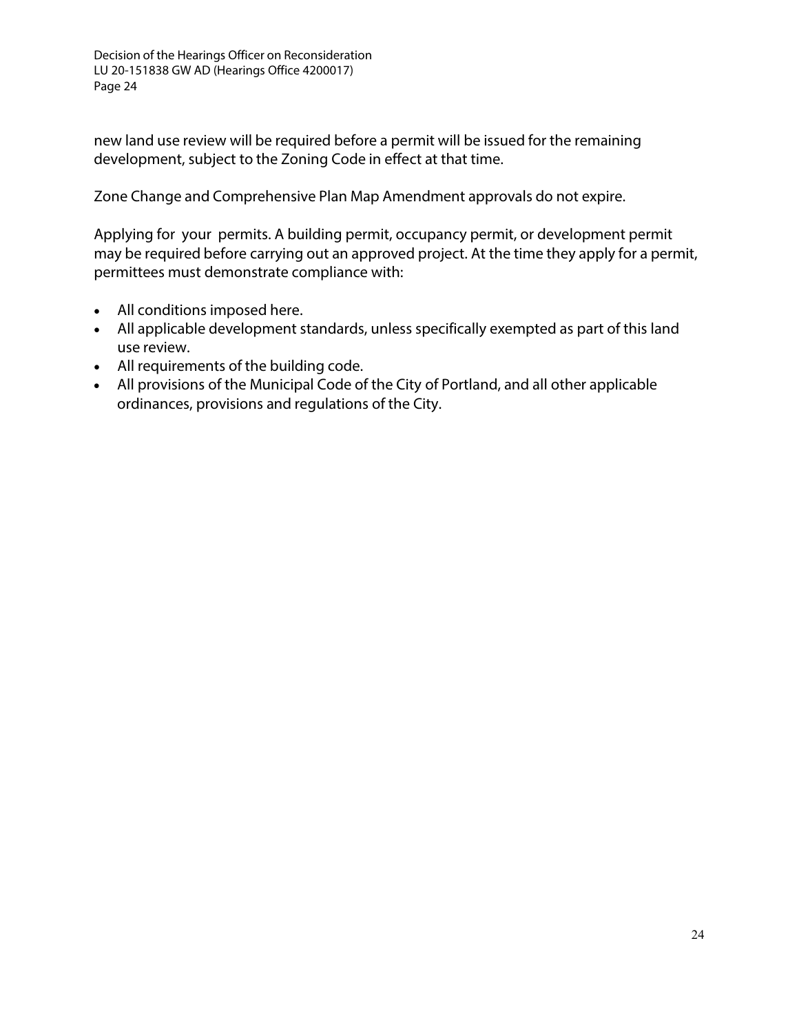new land use review will be required before a permit will be issued for the remaining development, subject to the Zoning Code in effect at that time.

Zone Change and Comprehensive Plan Map Amendment approvals do not expire.

Applying for your permits. A building permit, occupancy permit, or development permit may be required before carrying out an approved project. At the time they apply for a permit, permittees must demonstrate compliance with:

- All conditions imposed here.
- All applicable development standards, unless specifically exempted as part of this land use review.
- All requirements of the building code.
- All provisions of the Municipal Code of the City of Portland, and all other applicable ordinances, provisions and regulations of the City.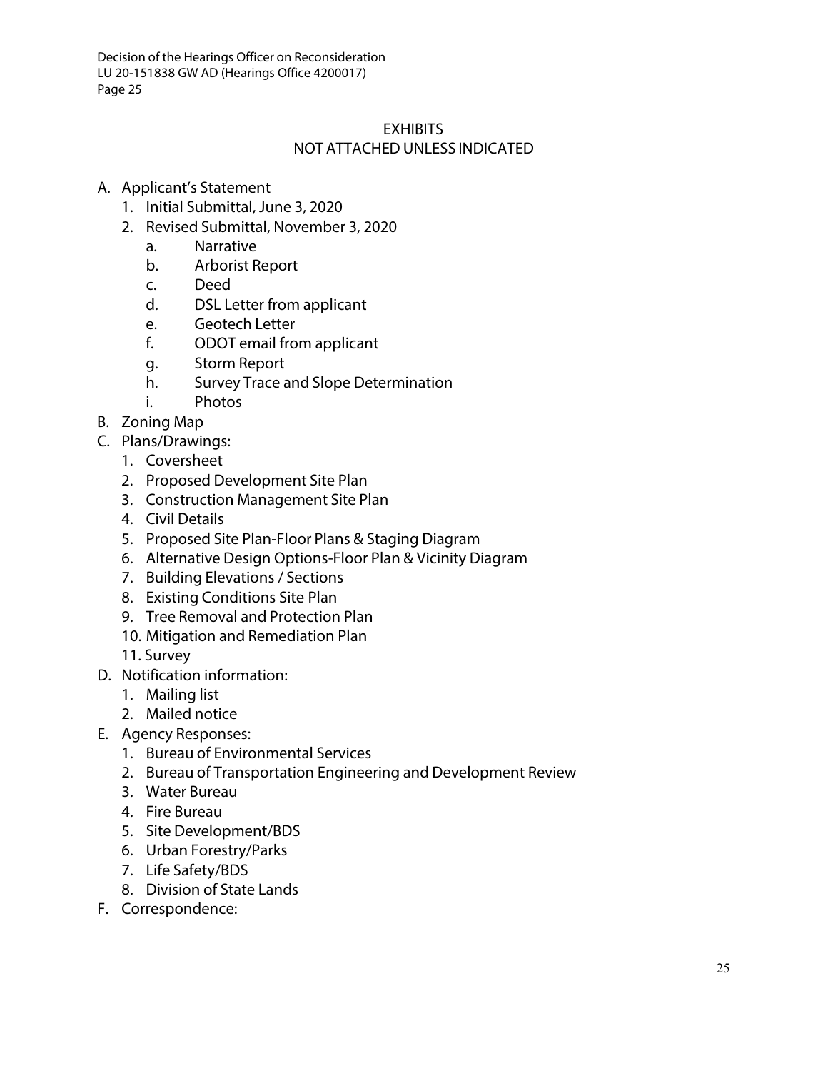## EXHIBITS
## NOT ATTACHED UNLESS INDICATED

A. Applicant's Statement
   1. Initial Submittal, June 3, 2020
   2. Revised Submittal, November 3, 2020
      a. Narrative
      b. Arborist Report
      c. Deed
      d. DSL Letter from applicant
      e. Geotech Letter
      f. ODOT email from applicant
      g. Storm Report
      h. Survey Trace and Slope Determination
      i. Photos

B. Zoning Map

C. Plans/Drawings:
   1. Coversheet
   2. Proposed Development Site Plan
   3. Construction Management Site Plan
   4. Civil Details
   5. Proposed Site Plan-Floor Plans & Staging Diagram
   6. Alternative Design Options-Floor Plan & Vicinity Diagram
   7. Building Elevations / Sections
   8. Existing Conditions Site Plan
   9. Tree Removal and Protection Plan
   10. Mitigation and Remediation Plan
   11. Survey

D. Notification information:
   1. Mailing list
   2. Mailed notice

E. Agency Responses:
   1. Bureau of Environmental Services
   2. Bureau of Transportation Engineering and Development Review
   3. Water Bureau
   4. Fire Bureau
   5. Site Development/BDS
   6. Urban Forestry/Parks
   7. Life Safety/BDS
   8. Division of State Lands

F. Correspondence: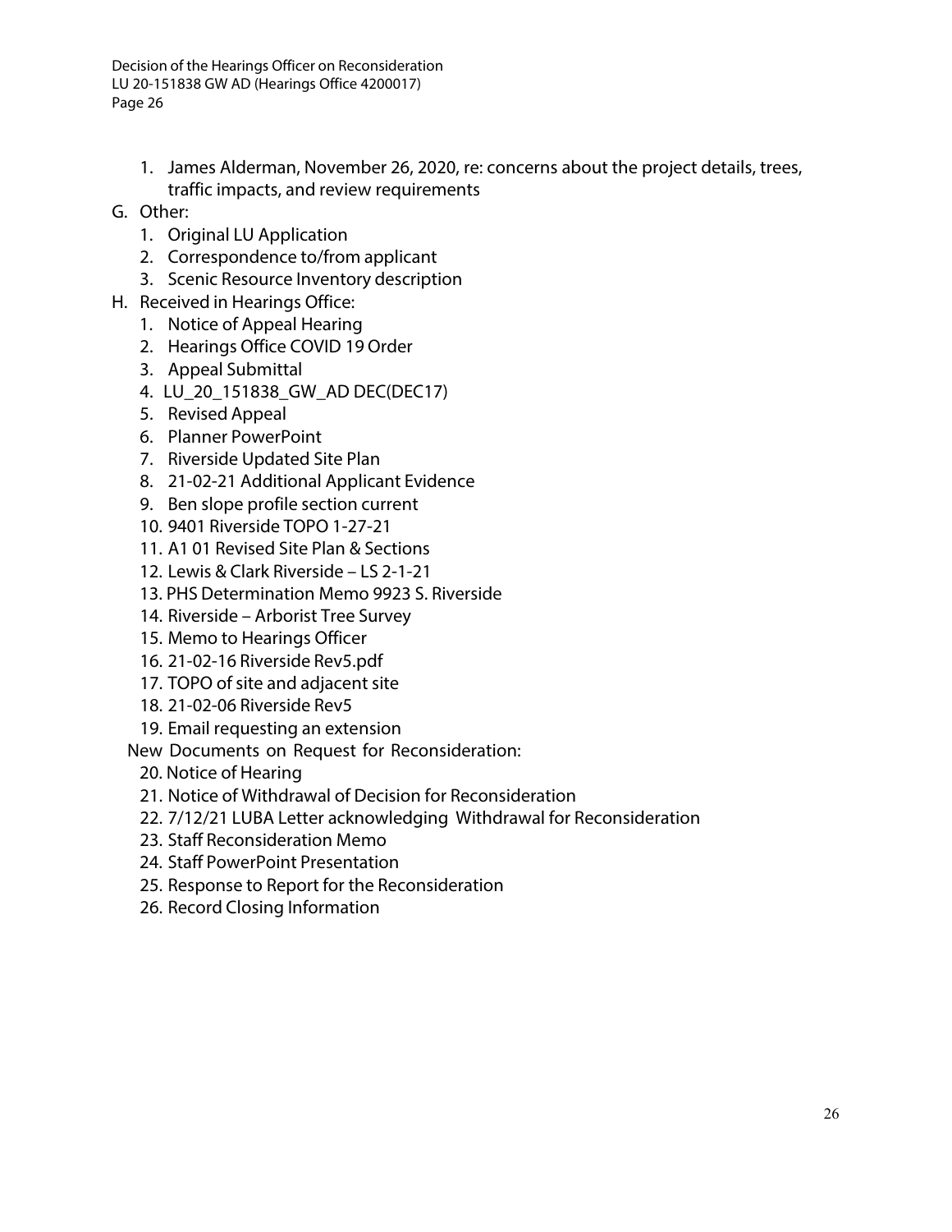1. James Alderman, November 26, 2020, re: concerns about the project details, trees, traffic impacts, and review requirements

G. Other:
   1. Original LU Application
   2. Correspondence to/from applicant
   3. Scenic Resource Inventory description

H. Received in Hearings Office:
   1. Notice of Appeal Hearing
   2. Hearings Office COVID 19 Order
   3. Appeal Submittal
   4. LU_20_151838_GW_AD DEC(DEC17)
   5. Revised Appeal
   6. Planner PowerPoint
   7. Riverside Updated Site Plan
   8. 21-02-21 Additional Applicant Evidence
   9. Ben slope profile section current
   10. 9401 Riverside TOPO 1-27-21
   11. A1 01 Revised Site Plan & Sections
   12. Lewis & Clark Riverside – LS 2-1-21
   13. PHS Determination Memo 9923 S. Riverside
   14. Riverside – Arborist Tree Survey
   15. Memo to Hearings Officer
   16. 21-02-16 Riverside Rev5.pdf
   17. TOPO of site and adjacent site
   18. 21-02-06 Riverside Rev5
   19. Email requesting an extension

   New Documents on Request for Reconsideration:

   20. Notice of Hearing
   21. Notice of Withdrawal of Decision for Reconsideration
   22. 7/12/21 LUBA Letter acknowledging Withdrawal for Reconsideration
   23. Staff Reconsideration Memo
   24. Staff PowerPoint Presentation
   25. Response to Report for the Reconsideration
   26. Record Closing Information